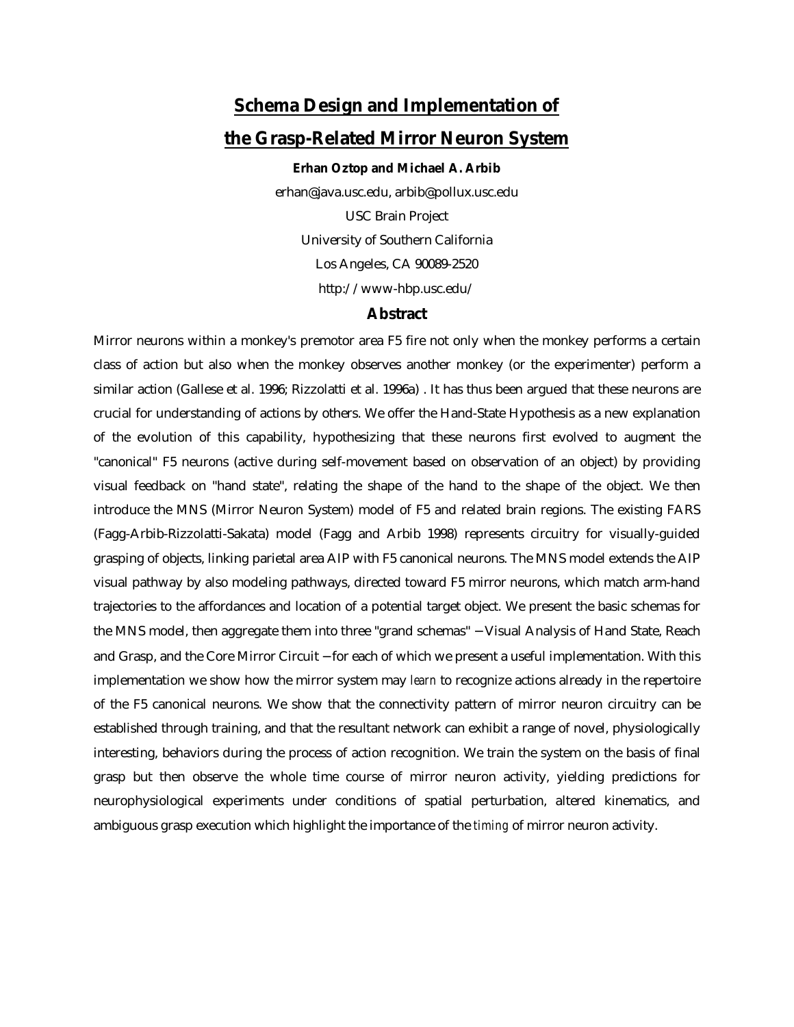# Schema Design and Implementation of the Grasp-Related Mirror Neuron System

**Erhan Oztop and Michael A. Arbib**

erhan@java.usc.edu, arbib@pollux.usc.edu

USC Brain Project

University of Southern California

Los Angeles, CA 90089-2520

http://www-hbp.usc.edu/

## Abstract

Mirror neurons within a monkey's premotor area F5 fire not only when the monkey performs a certain class of action but also when the monkey observes another monkey (or the experimenter) perform a similar action (Gallese et al. 1996; Rizzolatti et al. 1996a) . It has thus been argued that these neurons are crucial for understanding of actions by others. We offer the Hand-State Hypothesis as a new explanation of the evolution of this capability, hypothesizing that these neurons first evolved to augment the "canonical" F5 neurons (active during self-movement based on observation of an object) by providing visual feedback on "hand state", relating the shape of the hand to the shape of the object. We then introduce the MNS (Mirror Neuron System) model of F5 and related brain regions. The existing FARS (Fagg-Arbib-Rizzolatti-Sakata) model (Fagg and Arbib 1998) represents circuitry for visually-guided grasping of objects, linking parietal area AIP with F5 canonical neurons. The MNS model extends the AIP visual pathway by also modeling pathways, directed toward F5 mirror neurons, which match arm-hand trajectories to the affordances and location of a potential target object. We present the basic schemas for the MNS model, then aggregate them into three "grand schemas" − Visual Analysis of Hand State, Reach and Grasp, and the Core Mirror Circuit − for each of which we present a useful implementation. With this implementation we show how the mirror system may *learn* to recognize actions already in the repertoire of the F5 canonical neurons. We show that the connectivity pattern of mirror neuron circuitry can be established through training, and that the resultant network can exhibit a range of novel, physiologically interesting, behaviors during the process of action recognition. We train the system on the basis of final grasp but then observe the whole time course of mirror neuron activity, yielding predictions for neurophysiological experiments under conditions of spatial perturbation, altered kinematics, and ambiguous grasp execution which highlight the importance of the *timing* of mirror neuron activity.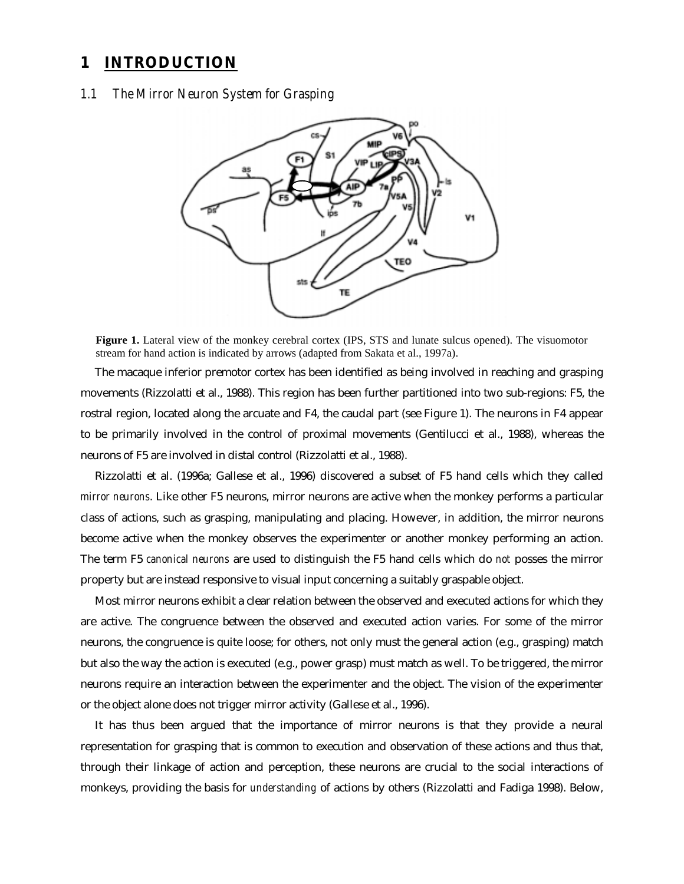# 1 INTRODUCTION

## 1.1 The Mirror Neuron System for Grasping

**Figure 1.** Lateral view of the monkey cerebral cortex (IPS, STS and lunate sulcus opened). The visuomotor stream for hand action is indicated by arrows (adapted from Sakata et al., 1997a).

The macaque inferior premotor cortex has been identified as being involved in reaching and grasping movements (Rizzolatti et al., 1988). This region has been further partitioned into two sub-regions: F5, the rostral region, located along the arcuate and F4, the caudal part (see Figure 1). The neurons in F4 appear to be primarily involved in the control of proximal movements (Gentilucci et al., 1988), whereas the neurons of F5 are involved in distal control (Rizzolatti et al., 1988).

Rizzolatti et al. (1996a; Gallese et al., 1996) discovered a subset of F5 hand cells which they called *mirror neurons*. Like other F5 neurons, mirror neurons are active when the monkey performs a particular class of actions, such as grasping, manipulating and placing. However, in addition, the mirror neurons become active when the monkey observes the experimenter or another monkey performing an action. The term F5 *canonical neurons* are used to distinguish the F5 hand cells which do *not* posses the mirror property but are instead responsive to visual input concerning a suitably graspable object.

Most mirror neurons exhibit a clear relation between the observed and executed actions for which they are active. The congruence between the observed and executed action varies. For some of the mirror neurons, the congruence is quite loose; for others, not only must the general action (e.g., grasping) match but also the way the action is executed (e.g., power grasp) must match as well. To be triggered, the mirror neurons require an interaction between the experimenter and the object. The vision of the experimenter or the object alone does not trigger mirror activity (Gallese et al., 1996).

It has thus been argued that the importance of mirror neurons is that they provide a neural representation for grasping that is common to execution and observation of these actions and thus that, through their linkage of action and perception, these neurons are crucial to the social interactions of monkeys, providing the basis for *understanding* of actions by others (Rizzolatti and Fadiga 1998). Below,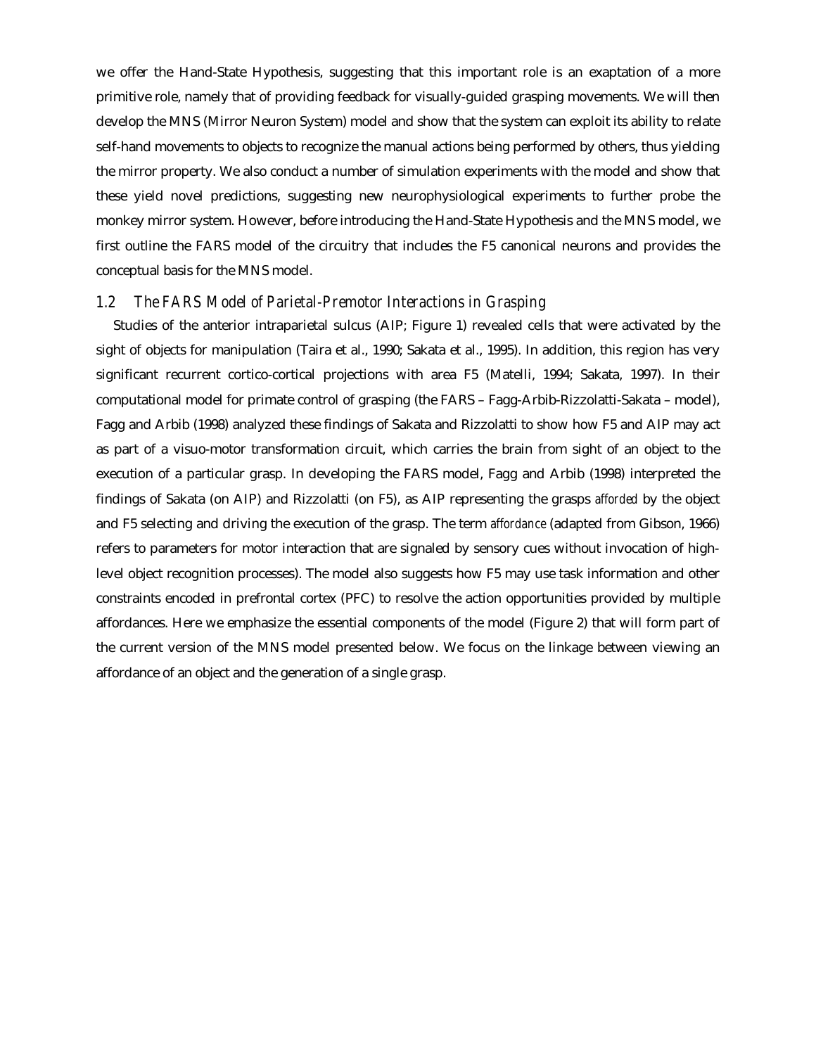we offer the Hand-State Hypothesis, suggesting that this important role is an exaptation of a more primitive role, namely that of providing feedback for visually-guided grasping movements. We will then develop the MNS (Mirror Neuron System) model and show that the system can exploit its ability to relate self-hand movements to objects to recognize the manual actions being performed by others, thus yielding the mirror property. We also conduct a number of simulation experiments with the model and show that these yield novel predictions, suggesting new neurophysiological experiments to further probe the monkey mirror system. However, before introducing the Hand-State Hypothesis and the MNS model, we first outline the FARS model of the circuitry that includes the F5 canonical neurons and provides the conceptual basis for the MNS model.

### *1.2 The FARS Model of Parietal-Premotor Interactions in Grasping*

Studies of the anterior intraparietal sulcus (AIP; Figure 1) revealed cells that were activated by the sight of objects for manipulation (Taira et al., 1990; Sakata et al., 1995). In addition, this region has very significant recurrent cortico-cortical projections with area F5 (Matelli, 1994; Sakata, 1997). In their computational model for primate control of grasping (the FARS – Fagg-Arbib-Rizzolatti-Sakata – model), Fagg and Arbib (1998) analyzed these findings of Sakata and Rizzolatti to show how F5 and AIP may act as part of a visuo-motor transformation circuit, which carries the brain from sight of an object to the execution of a particular grasp. In developing the FARS model, Fagg and Arbib (1998) interpreted the findings of Sakata (on AIP) and Rizzolatti (on F5), as AIP representing the grasps *afforded* by the object and F5 selecting and driving the execution of the grasp. The term *affordance* (adapted from Gibson, 1966) refers to parameters for motor interaction that are signaled by sensory cues without invocation of high-level object recognition processes). The model also suggests how F5 may use task information and other constraints encoded in prefrontal cortex (PFC) to resolve the action opportunities provided by multiple affordances. Here we emphasize the essential components of the model (Figure 2) that will form part of the current version of the MNS model presented below. We focus on the linkage between viewing an affordance of an object and the generation of a single grasp.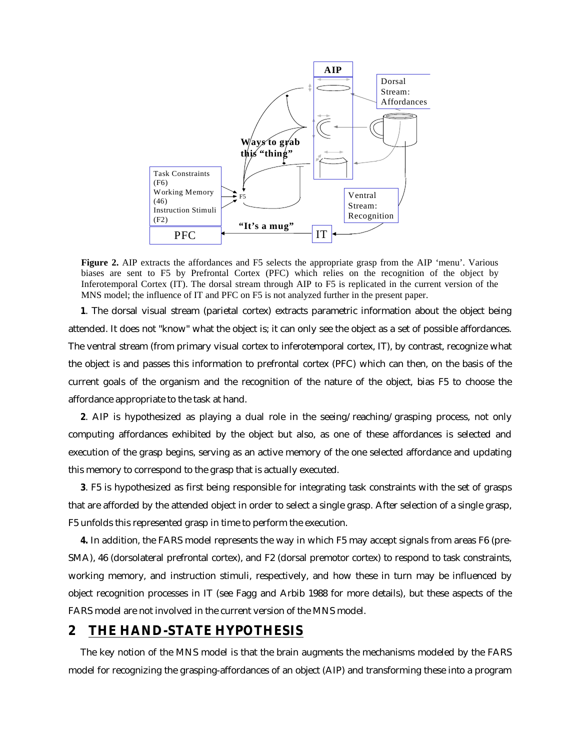**Figure 2.** AIP extracts the affordances and F5 selects the appropriate grasp from the AIP 'menu'. Various biases are sent to F5 by Prefrontal Cortex (PFC) which relies on the recognition of the object by Inferotemporal Cortex (IT). The dorsal stream through AIP to F5 is replicated in the current version of the MNS model; the influence of IT and PFC on F5 is not analyzed further in the present paper.

**1**. The dorsal visual stream (parietal cortex) extracts parametric information about the object being attended. It does not "know" what the object is; it can only see the object as a set of possible affordances. The ventral stream (from primary visual cortex to inferotemporal cortex, IT), by contrast, recognize what the object is and passes this information to prefrontal cortex (PFC) which can then, on the basis of the current goals of the organism and the recognition of the nature of the object, bias F5 to choose the affordance appropriate to the task at hand.

**2**. AIP is hypothesized as playing a dual role in the seeing/reaching/grasping process, not only computing affordances exhibited by the object but also, as one of these affordances is selected and execution of the grasp begins, serving as an active memory of the one selected affordance and updating this memory to correspond to the grasp that is actually executed.

**3**. F5 is hypothesized as first being responsible for integrating task constraints with the set of grasps that are afforded by the attended object in order to select a single grasp. After selection of a single grasp, F5 unfolds this represented grasp in time to perform the execution.

**4.** In addition, the FARS model represents the way in which F5 may accept signals from areas F6 (pre-SMA), 46 (dorsolateral prefrontal cortex), and F2 (dorsal premotor cortex) to respond to task constraints, working memory, and instruction stimuli, respectively, and how these in turn may be influenced by object recognition processes in IT (see Fagg and Arbib 1988 for more details), but these aspects of the FARS model are not involved in the current version of the MNS model.

## 2 THE HAND-STATE HYPOTHESIS

The key notion of the MNS model is that the brain augments the mechanisms modeled by the FARS model for recognizing the grasping-affordances of an object (AIP) and transforming these into a program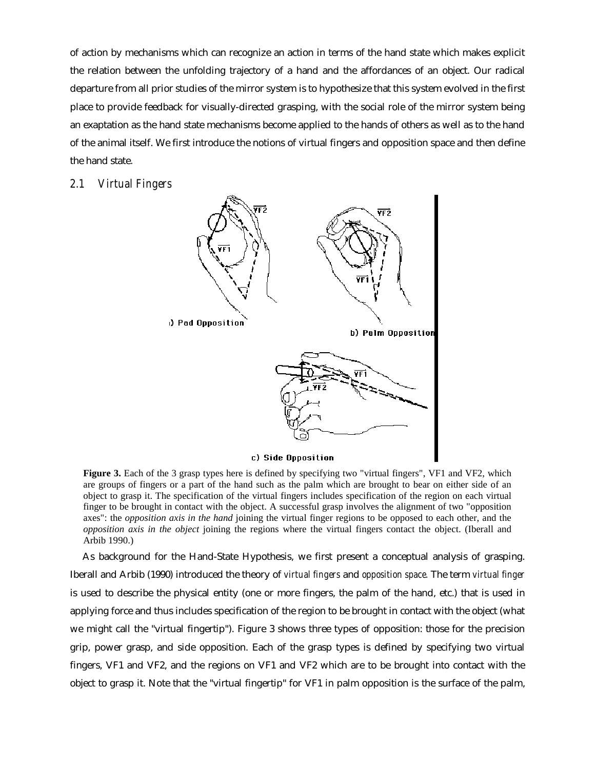of action by mechanisms which can recognize an action in terms of the hand state which makes explicit the relation between the unfolding trajectory of a hand and the affordances of an object. Our radical departure from all prior studies of the mirror system is to hypothesize that this system evolved in the first place to provide feedback for visually-directed grasping, with the social role of the mirror system being an exaptation as the hand state mechanisms become applied to the hands of others as well as to the hand of the animal itself. We first introduce the notions of virtual fingers and opposition space and then define the hand state.

### 2.1 Virtual Fingers

**Figure 3.** Each of the 3 grasp types here is defined by specifying two "virtual fingers", VF1 and VF2, which are groups of fingers or a part of the hand such as the palm which are brought to bear on either side of an object to grasp it. The specification of the virtual fingers includes specification of the region on each virtual finger to be brought in contact with the object. A successful grasp involves the alignment of two "opposition axes": the *opposition axis in the hand* joining the virtual finger regions to be opposed to each other, and the *opposition axis in the object* joining the regions where the virtual fingers contact the object. (Iberall and Arbib 1990.)

As background for the Hand-State Hypothesis, we first present a conceptual analysis of grasping. Iberall and Arbib (1990) introduced the theory of *virtual fingers* and *opposition space*. The term *virtual finger* is used to describe the physical entity (one or more fingers, the palm of the hand, etc.) that is used in applying force and thus includes specification of the region to be brought in contact with the object (what we might call the "virtual fingertip"). Figure 3 shows three types of opposition: those for the precision grip, power grasp, and side opposition. Each of the grasp types is defined by specifying two virtual fingers, VF1 and VF2, and the regions on VF1 and VF2 which are to be brought into contact with the object to grasp it. Note that the "virtual fingertip" for VF1 in palm opposition is the surface of the palm,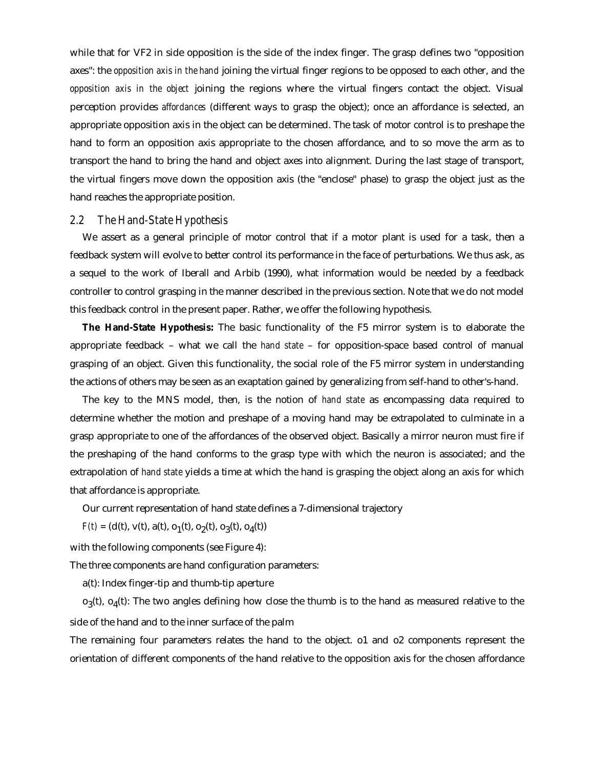while that for VF2 in side opposition is the side of the index finger. The grasp defines two "opposition axes": the *opposition axis in the hand* joining the virtual finger regions to be opposed to each other, and the *opposition axis in the object* joining the regions where the virtual fingers contact the object. Visual perception provides *affordances* (different ways to grasp the object); once an affordance is selected, an appropriate opposition axis in the object can be determined. The task of motor control is to preshape the hand to form an opposition axis appropriate to the chosen affordance, and to so move the arm as to transport the hand to bring the hand and object axes into alignment. During the last stage of transport, the virtual fingers move down the opposition axis (the "enclose" phase) to grasp the object just as the hand reaches the appropriate position.

## 2.2 The Hand-State Hypothesis

We assert as a general principle of motor control that if a motor plant is used for a task, then a feedback system will evolve to better control its performance in the face of perturbations. We thus ask, as a sequel to the work of Iberall and Arbib (1990), what information would be needed by a feedback controller to control grasping in the manner described in the previous section. Note that we do not model this feedback control in the present paper. Rather, we offer the following hypothesis.

**The Hand-State Hypothesis:** The basic functionality of the F5 mirror system is to elaborate the appropriate feedback – what we call the *hand state* – for opposition-space based control of manual grasping of an object. Given this functionality, the social role of the F5 mirror system in understanding the actions of others may be seen as an exaptation gained by generalizing from self-hand to other's-hand.

The key to the MNS model, then, is the notion of *hand state* as encompassing data required to determine whether the motion and preshape of a moving hand may be extrapolated to culminate in a grasp appropriate to one of the affordances of the observed object. Basically a mirror neuron must fire if the preshaping of the hand conforms to the grasp type with which the neuron is associated; and the extrapolation of *hand state* yields a time at which the hand is grasping the object along an axis for which that affordance is appropriate.

Our current representation of hand state defines a 7-dimensional trajectory

$F(t) = (d(t), v(t), a(t), o_1(t), o_2(t), o_3(t), o_4(t))$

with the following components (see Figure 4):

The three components are hand configuration parameters:

$a(t)$: Index finger-tip and thumb-tip aperture

$o_3(t)$, $o_4(t)$: The two angles defining how close the thumb is to the hand as measured relative to the side of the hand and to the inner surface of the palm

The remaining four parameters relates the hand to the object. o1 and o2 components represent the orientation of different components of the hand relative to the opposition axis for the chosen affordance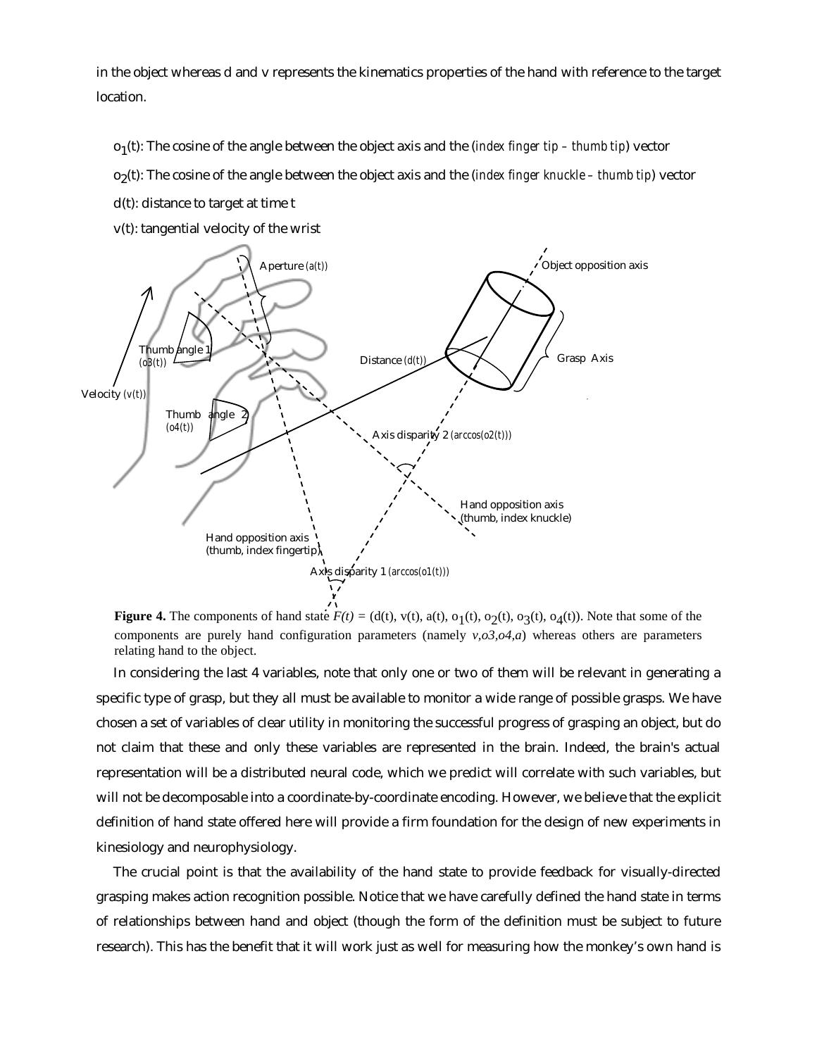in the object whereas d and v represents the kinematics properties of the hand with reference to the target location.

$o_1(t)$: The cosine of the angle between the object axis and the (*index finger tip – thumb tip*) vector

$o_2(t)$: The cosine of the angle between the object axis and the (*index finger knuckle – thumb tip*) vector

$d(t)$: distance to target at time t

$v(t)$: tangential velocity of the wrist

**Figure 4.** The components of hand state $F(t) = (d(t), v(t), a(t), o_1(t), o_2(t), o_3(t), o_4(t))$. Note that some of the components are purely hand configuration parameters (namely $v, o3, o4, a$) whereas others are parameters relating hand to the object.

In considering the last 4 variables, note that only one or two of them will be relevant in generating a specific type of grasp, but they all must be available to monitor a wide range of possible grasps. We have chosen a set of variables of clear utility in monitoring the successful progress of grasping an object, but do not claim that these and only these variables are represented in the brain. Indeed, the brain's actual representation will be a distributed neural code, which we predict will correlate with such variables, but will not be decomposable into a coordinate-by-coordinate encoding. However, we believe that the explicit definition of hand state offered here will provide a firm foundation for the design of new experiments in kinesiology and neurophysiology.

The crucial point is that the availability of the hand state to provide feedback for visually-directed grasping makes action recognition possible. Notice that we have carefully defined the hand state in terms of relationships between hand and object (though the form of the definition must be subject to future research). This has the benefit that it will work just as well for measuring how the monkey's own hand is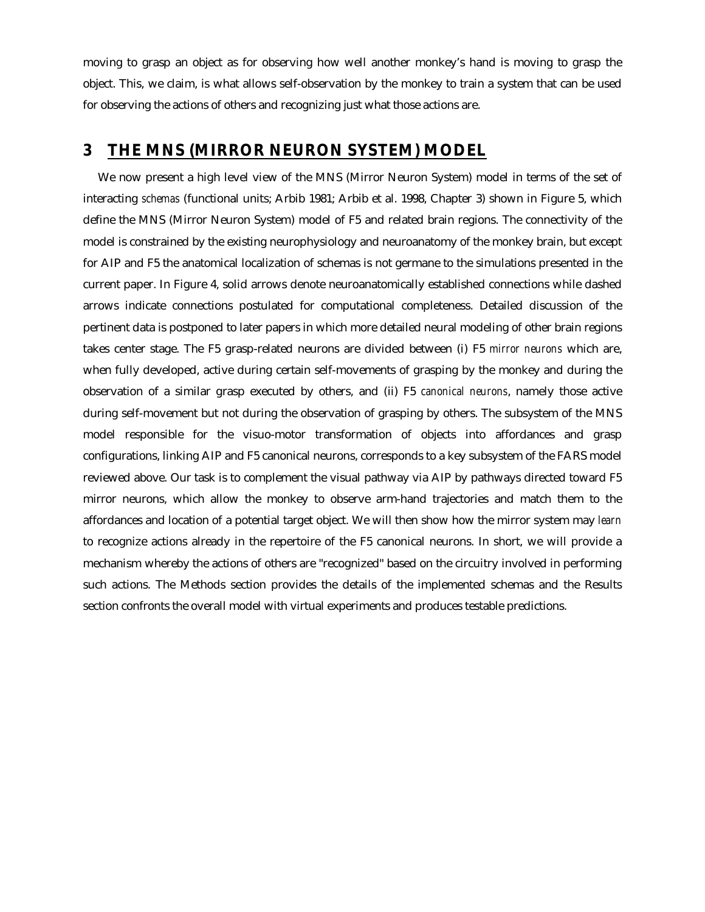moving to grasp an object as for observing how well another monkey's hand is moving to grasp the object. This, we claim, is what allows self-observation by the monkey to train a system that can be used for observing the actions of others and recognizing just what those actions are.

## 3 THE MNS (MIRROR NEURON SYSTEM) MODEL

We now present a high level view of the MNS (Mirror Neuron System) model in terms of the set of interacting *schemas* (functional units; Arbib 1981; Arbib et al. 1998, Chapter 3) shown in Figure 5, which define the MNS (Mirror Neuron System) model of F5 and related brain regions. The connectivity of the model is constrained by the existing neurophysiology and neuroanatomy of the monkey brain, but except for AIP and F5 the anatomical localization of schemas is not germane to the simulations presented in the current paper. In Figure 4, solid arrows denote neuroanatomically established connections while dashed arrows indicate connections postulated for computational completeness. Detailed discussion of the pertinent data is postponed to later papers in which more detailed neural modeling of other brain regions takes center stage. The F5 grasp-related neurons are divided between (i) F5 *mirror neurons* which are, when fully developed, active during certain self-movements of grasping by the monkey and during the observation of a similar grasp executed by others, and (ii) F5 *canonical neurons*, namely those active during self-movement but not during the observation of grasping by others. The subsystem of the MNS model responsible for the visuo-motor transformation of objects into affordances and grasp configurations, linking AIP and F5 canonical neurons, corresponds to a key subsystem of the FARS model reviewed above. Our task is to complement the visual pathway via AIP by pathways directed toward F5 mirror neurons, which allow the monkey to observe arm-hand trajectories and match them to the affordances and location of a potential target object. We will then show how the mirror system may *learn* to recognize actions already in the repertoire of the F5 canonical neurons. In short, we will provide a mechanism whereby the actions of others are "recognized" based on the circuitry involved in performing such actions. The Methods section provides the details of the implemented schemas and the Results section confronts the overall model with virtual experiments and produces testable predictions.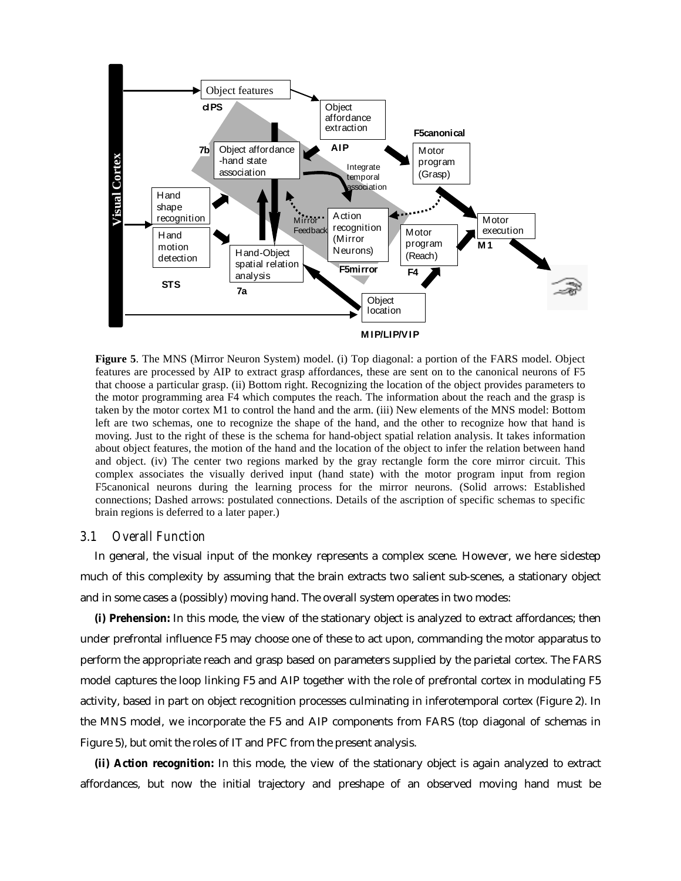**Figure 5**. The MNS (Mirror Neuron System) model. (i) Top diagonal: a portion of the FARS model. Object features are processed by AIP to extract grasp affordances, these are sent on to the canonical neurons of F5 that choose a particular grasp. (ii) Bottom right. Recognizing the location of the object provides parameters to the motor programming area F4 which computes the reach. The information about the reach and the grasp is taken by the motor cortex M1 to control the hand and the arm. (iii) New elements of the MNS model: Bottom left are two schemas, one to recognize the shape of the hand, and the other to recognize how that hand is moving. Just to the right of these is the schema for hand-object spatial relation analysis. It takes information about object features, the motion of the hand and the location of the object to infer the relation between hand and object. (iv) The center two regions marked by the gray rectangle form the core mirror circuit. This complex associates the visually derived input (hand state) with the motor program input from region F5canonical neurons during the learning process for the mirror neurons. (Solid arrows: Established connections; Dashed arrows: postulated connections. Details of the ascription of specific schemas to specific brain regions is deferred to a later paper.)

### 3.1 Overall Function

In general, the visual input of the monkey represents a complex scene. However, we here sidestep much of this complexity by assuming that the brain extracts two salient sub-scenes, a stationary object and in some cases a (possibly) moving hand. The overall system operates in two modes:

**(i) Prehension:** In this mode, the view of the stationary object is analyzed to extract affordances; then under prefrontal influence F5 may choose one of these to act upon, commanding the motor apparatus to perform the appropriate reach and grasp based on parameters supplied by the parietal cortex. The FARS model captures the loop linking F5 and AIP together with the role of prefrontal cortex in modulating F5 activity, based in part on object recognition processes culminating in inferotemporal cortex (Figure 2). In the MNS model, we incorporate the F5 and AIP components from FARS (top diagonal of schemas in Figure 5), but omit the roles of IT and PFC from the present analysis.

**(ii) Action recognition:** In this mode, the view of the stationary object is again analyzed to extract affordances, but now the initial trajectory and preshape of an observed moving hand must be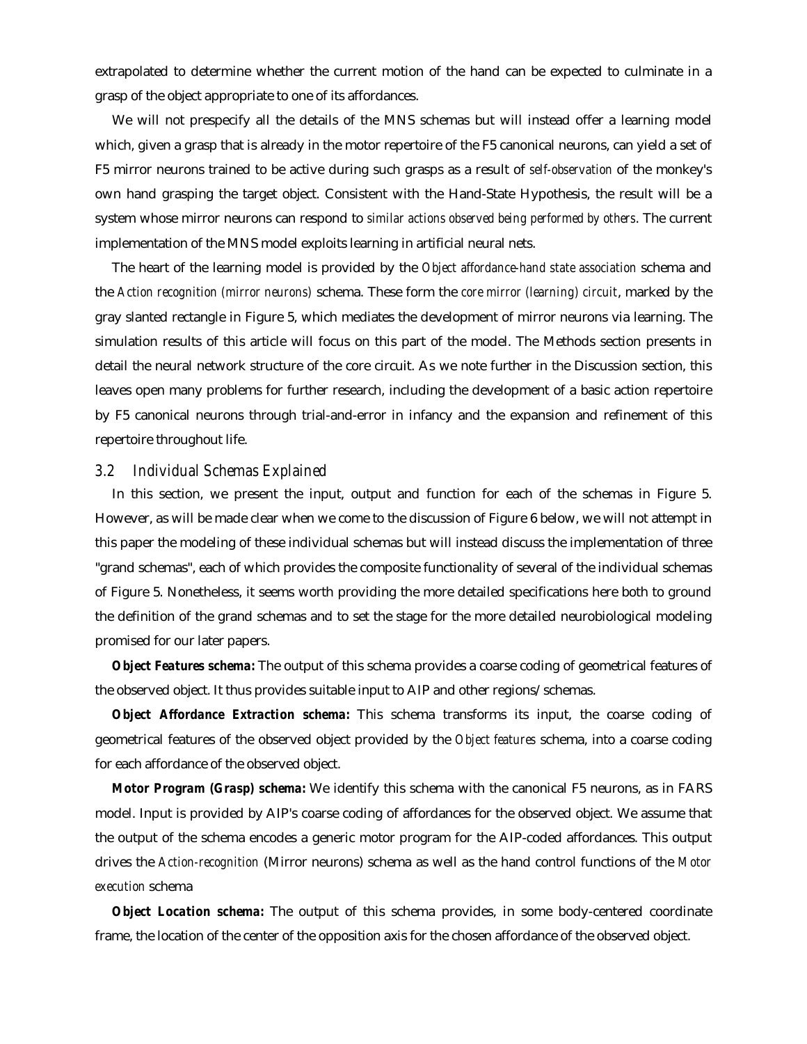extrapolated to determine whether the current motion of the hand can be expected to culminate in a grasp of the object appropriate to one of its affordances.

We will not prespecify all the details of the MNS schemas but will instead offer a learning model which, given a grasp that is already in the motor repertoire of the F5 canonical neurons, can yield a set of F5 mirror neurons trained to be active during such grasps as a result of *self-observation* of the monkey's own hand grasping the target object. Consistent with the Hand-State Hypothesis, the result will be a system whose mirror neurons can respond to *similar actions observed being performed by others*. The current implementation of the MNS model exploits learning in artificial neural nets.

The heart of the learning model is provided by the *Object affordance-hand state association* schema and the *Action recognition (mirror neurons)* schema. These form the *core mirror (learning) circuit*, marked by the gray slanted rectangle in Figure 5, which mediates the development of mirror neurons via learning. The simulation results of this article will focus on this part of the model. The Methods section presents in detail the neural network structure of the core circuit. As we note further in the Discussion section, this leaves open many problems for further research, including the development of a basic action repertoire by F5 canonical neurons through trial-and-error in infancy and the expansion and refinement of this repertoire throughout life.

### *3.2 Individual Schemas Explained*

In this section, we present the input, output and function for each of the schemas in Figure 5. However, as will be made clear when we come to the discussion of Figure 6 below, we will not attempt in this paper the modeling of these individual schemas but will instead discuss the implementation of three "grand schemas", each of which provides the composite functionality of several of the individual schemas of Figure 5. Nonetheless, it seems worth providing the more detailed specifications here both to ground the definition of the grand schemas and to set the stage for the more detailed neurobiological modeling promised for our later papers.

***Object Features schema:*** The output of this schema provides a coarse coding of geometrical features of the observed object. It thus provides suitable input to AIP and other regions/schemas.

***Object Affordance Extraction schema:*** This schema transforms its input, the coarse coding of geometrical features of the observed object provided by the *Object features* schema, into a coarse coding for each affordance of the observed object.

***Motor Program (Grasp) schema:*** We identify this schema with the canonical F5 neurons, as in FARS model. Input is provided by AIP's coarse coding of affordances for the observed object. We assume that the output of the schema encodes a generic motor program for the AIP-coded affordances. This output drives the *Action-recognition* (Mirror neurons) schema as well as the hand control functions of the *Motor execution* schema

***Object Location schema:*** The output of this schema provides, in some body-centered coordinate frame, the location of the center of the opposition axis for the chosen affordance of the observed object.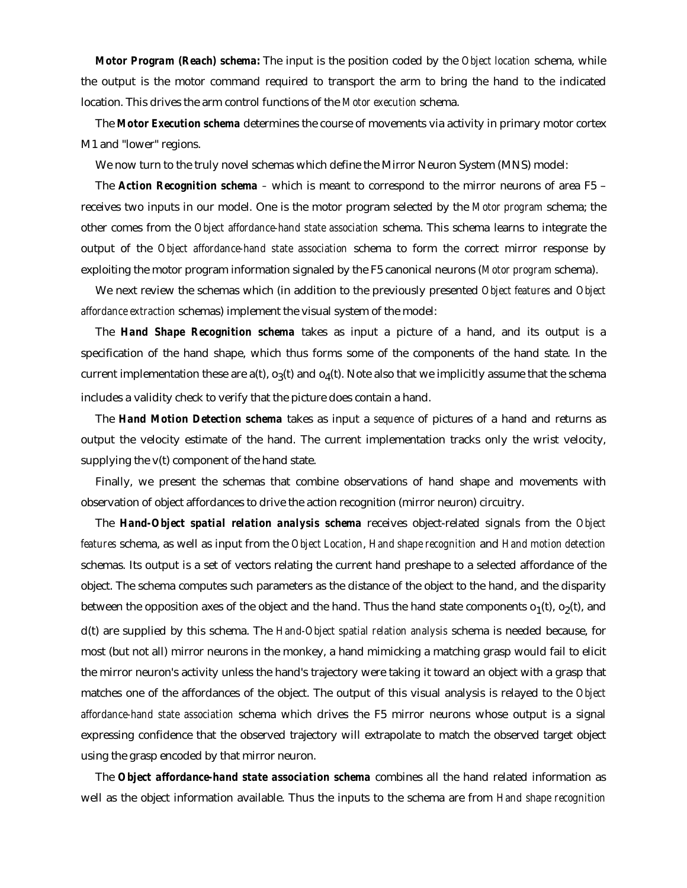**Motor Program (Reach) schema:** The input is the position coded by the *Object location* schema, while the output is the motor command required to transport the arm to bring the hand to the indicated location. This drives the arm control functions of the *Motor execution* schema.

The **Motor Execution schema** determines the course of movements via activity in primary motor cortex M1 and "lower" regions.

We now turn to the truly novel schemas which define the Mirror Neuron System (MNS) model:

The **Action Recognition schema** – which is meant to correspond to the mirror neurons of area F5 – receives two inputs in our model. One is the motor program selected by the *Motor program* schema; the other comes from the *Object affordance-hand state association* schema. This schema learns to integrate the output of the *Object affordance-hand state association* schema to form the correct mirror response by exploiting the motor program information signaled by the F5 canonical neurons (*Motor program* schema).

We next review the schemas which (in addition to the previously presented *Object features* and *Object affordance extraction* schemas) implement the visual system of the model:

The **Hand Shape Recognition schema** takes as input a picture of a hand, and its output is a specification of the hand shape, which thus forms some of the components of the hand state. In the current implementation these are $a(t)$, $o_3(t)$ and $o_4(t)$. Note also that we implicitly assume that the schema includes a validity check to verify that the picture does contain a hand.

The **Hand Motion Detection schema** takes as input a *sequence* of pictures of a hand and returns as output the velocity estimate of the hand. The current implementation tracks only the wrist velocity, supplying the $v(t)$ component of the hand state.

Finally, we present the schemas that combine observations of hand shape and movements with observation of object affordances to drive the action recognition (mirror neuron) circuitry.

The **Hand-Object spatial relation analysis schema** receives object-related signals from the *Object features* schema, as well as input from the *Object Location*, *Hand shape recognition* and *Hand motion detection* schemas. Its output is a set of vectors relating the current hand preshape to a selected affordance of the object. The schema computes such parameters as the distance of the object to the hand, and the disparity between the opposition axes of the object and the hand. Thus the hand state components $o_1(t)$, $o_2(t)$, and $d(t)$ are supplied by this schema. The *Hand-Object spatial relation analysis* schema is needed because, for most (but not all) mirror neurons in the monkey, a hand mimicking a matching grasp would fail to elicit the mirror neuron's activity unless the hand's trajectory were taking it toward an object with a grasp that matches one of the affordances of the object. The output of this visual analysis is relayed to the *Object affordance-hand state association* schema which drives the F5 mirror neurons whose output is a signal expressing confidence that the observed trajectory will extrapolate to match the observed target object using the grasp encoded by that mirror neuron.

The **Object affordance-hand state association schema** combines all the hand related information as well as the object information available. Thus the inputs to the schema are from *Hand shape recognition*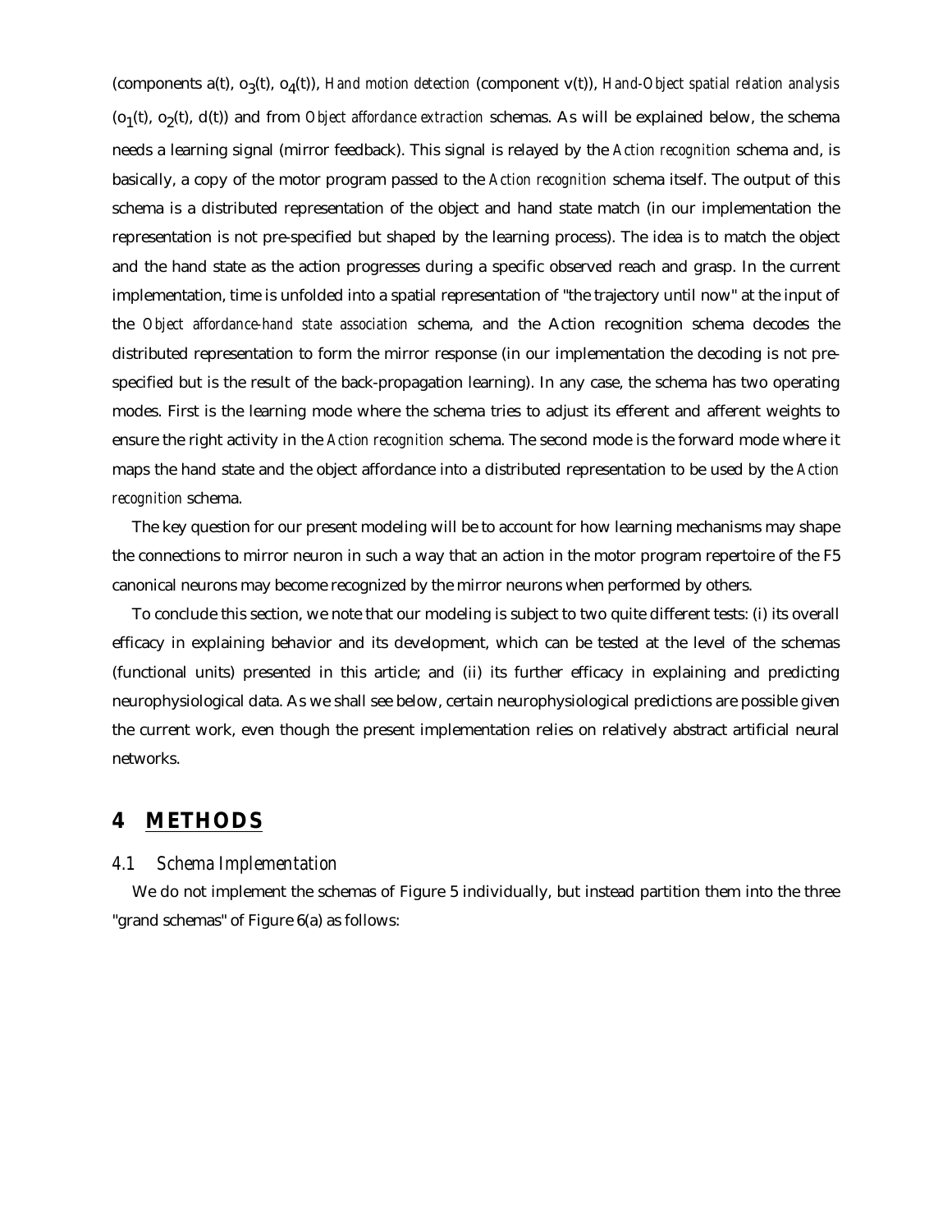(components $a(t)$, $o_3(t)$, $o_4(t)$), *Hand motion detection* (component $v(t)$), *Hand-Object spatial relation analysis* ($o_1(t)$, $o_2(t)$, $d(t)$) and from *Object affordance extraction* schemas. As will be explained below, the schema needs a learning signal (mirror feedback). This signal is relayed by the *Action recognition* schema and, is basically, a copy of the motor program passed to the *Action recognition* schema itself. The output of this schema is a distributed representation of the object and hand state match (in our implementation the representation is not pre-specified but shaped by the learning process). The idea is to match the object and the hand state as the action progresses during a specific observed reach and grasp. In the current implementation, time is unfolded into a spatial representation of "the trajectory until now" at the input of the *Object affordance-hand state association* schema, and the Action recognition schema decodes the distributed representation to form the mirror response (in our implementation the decoding is not pre-specified but is the result of the back-propagation learning). In any case, the schema has two operating modes. First is the learning mode where the schema tries to adjust its efferent and afferent weights to ensure the right activity in the *Action recognition* schema. The second mode is the forward mode where it maps the hand state and the object affordance into a distributed representation to be used by the *Action recognition* schema.

The key question for our present modeling will be to account for how learning mechanisms may shape the connections to mirror neuron in such a way that an action in the motor program repertoire of the F5 canonical neurons may become recognized by the mirror neurons when performed by others.

To conclude this section, we note that our modeling is subject to two quite different tests: (i) its overall efficacy in explaining behavior and its development, which can be tested at the level of the schemas (functional units) presented in this article; and (ii) its further efficacy in explaining and predicting neurophysiological data. As we shall see below, certain neurophysiological predictions are possible given the current work, even though the present implementation relies on relatively abstract artificial neural networks.

# 4 METHODS

## 4.1 Schema Implementation

We do not implement the schemas of Figure 5 individually, but instead partition them into the three "grand schemas" of Figure 6(a) as follows: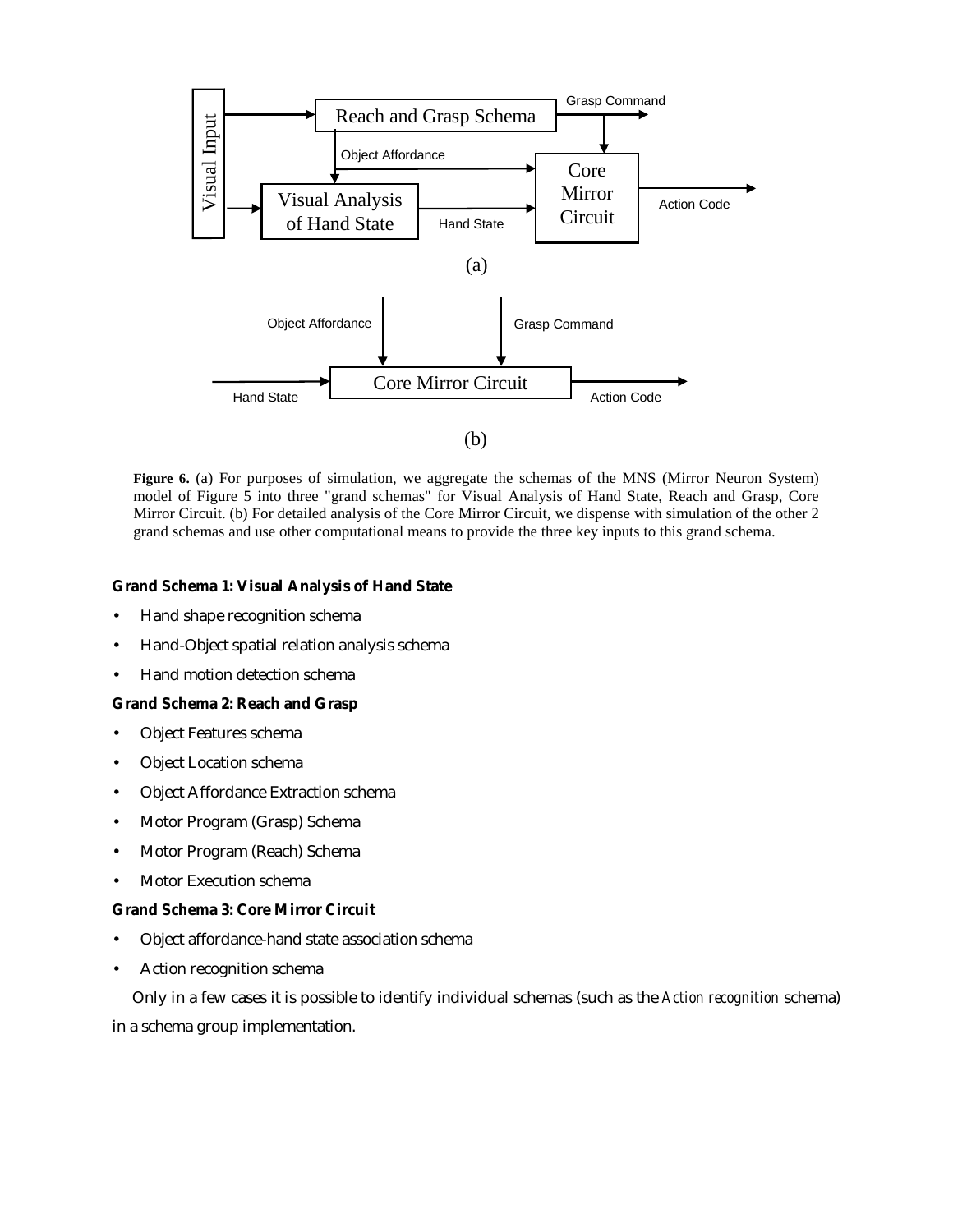**Figure 6.** (a) For purposes of simulation, we aggregate the schemas of the MNS (Mirror Neuron System) model of Figure 5 into three "grand schemas" for Visual Analysis of Hand State, Reach and Grasp, Core Mirror Circuit. (b) For detailed analysis of the Core Mirror Circuit, we dispense with simulation of the other 2 grand schemas and use other computational means to provide the three key inputs to this grand schema.

**Grand Schema 1: Visual Analysis of Hand State**

- Hand shape recognition schema
- Hand-Object spatial relation analysis schema
- Hand motion detection schema

**Grand Schema 2: Reach and Grasp**

- Object Features schema
- Object Location schema
- Object Affordance Extraction schema
- Motor Program (Grasp) Schema
- Motor Program (Reach) Schema
- Motor Execution schema

**Grand Schema 3: Core Mirror Circuit**

- Object affordance-hand state association schema
- Action recognition schema

Only in a few cases it is possible to identify individual schemas (such as the *Action recognition* schema) in a schema group implementation.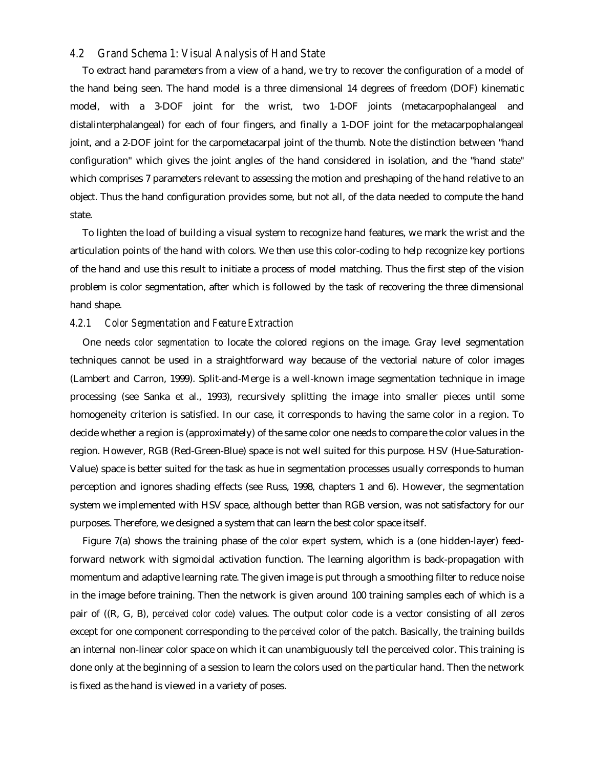## 4.2 Grand Schema 1: Visual Analysis of Hand State

To extract hand parameters from a view of a hand, we try to recover the configuration of a model of the hand being seen. The hand model is a three dimensional 14 degrees of freedom (DOF) kinematic model, with a 3-DOF joint for the wrist, two 1-DOF joints (metacarpophalangeal and distalinterphalangeal) for each of four fingers, and finally a 1-DOF joint for the metacarpophalangeal joint, and a 2-DOF joint for the carpometacarpal joint of the thumb. Note the distinction between "hand configuration" which gives the joint angles of the hand considered in isolation, and the "hand state" which comprises 7 parameters relevant to assessing the motion and preshaping of the hand relative to an object. Thus the hand configuration provides some, but not all, of the data needed to compute the hand state.

To lighten the load of building a visual system to recognize hand features, we mark the wrist and the articulation points of the hand with colors. We then use this color-coding to help recognize key portions of the hand and use this result to initiate a process of model matching. Thus the first step of the vision problem is color segmentation, after which is followed by the task of recovering the three dimensional hand shape.

### 4.2.1 Color Segmentation and Feature Extraction

One needs *color segmentation* to locate the colored regions on the image. Gray level segmentation techniques cannot be used in a straightforward way because of the vectorial nature of color images (Lambert and Carron, 1999). Split-and-Merge is a well-known image segmentation technique in image processing (see Sanka et al., 1993), recursively splitting the image into smaller pieces until some homogeneity criterion is satisfied. In our case, it corresponds to having the same color in a region. To decide whether a region is (approximately) of the same color one needs to compare the color values in the region. However, RGB (Red-Green-Blue) space is not well suited for this purpose. HSV (Hue-Saturation-Value) space is better suited for the task as hue in segmentation processes usually corresponds to human perception and ignores shading effects (see Russ, 1998, chapters 1 and 6). However, the segmentation system we implemented with HSV space, although better than RGB version, was not satisfactory for our purposes. Therefore, we designed a system that can learn the best color space itself.

Figure 7(a) shows the training phase of the *color expert* system, which is a (one hidden-layer) feed-forward network with sigmoidal activation function. The learning algorithm is back-propagation with momentum and adaptive learning rate. The given image is put through a smoothing filter to reduce noise in the image before training. Then the network is given around 100 training samples each of which is a pair of ((R, G, B), *perceived color code*) values. The output color code is a vector consisting of all zeros except for one component corresponding to the *perceived* color of the patch. Basically, the training builds an internal non-linear color space on which it can unambiguously tell the perceived color. This training is done only at the beginning of a session to learn the colors used on the particular hand. Then the network is fixed as the hand is viewed in a variety of poses.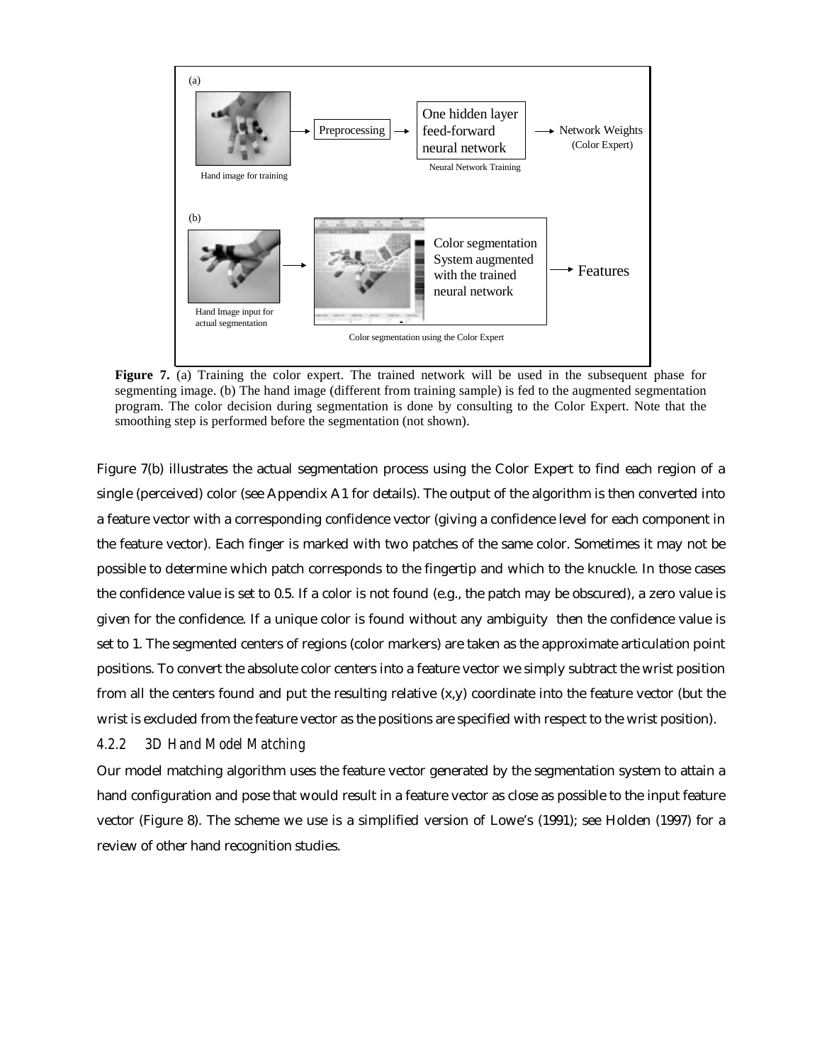(a)

Hand image for training → Preprocessing → One hidden layer feed-forward neural network → Network Weights (Color Expert)

Neural Network Training

(b)

Hand Image input for actual segmentation → Color segmentation System augmented with the trained neural network → Features

Color segmentation using the Color Expert

**Figure 7.** (a) Training the color expert. The trained network will be used in the subsequent phase for segmenting image. (b) The hand image (different from training sample) is fed to the augmented segmentation program. The color decision during segmentation is done by consulting to the Color Expert. Note that the smoothing step is performed before the segmentation (not shown).

Figure 7(b) illustrates the actual segmentation process using the Color Expert to find each region of a single (perceived) color (see Appendix A1 for details). The output of the algorithm is then converted into a feature vector with a corresponding confidence vector (giving a confidence level for each component in the feature vector). Each finger is marked with two patches of the same color. Sometimes it may not be possible to determine which patch corresponds to the fingertip and which to the knuckle. In those cases the confidence value is set to 0.5. If a color is not found (e.g., the patch may be obscured), a zero value is given for the confidence. If a unique color is found without any ambiguity then the confidence value is set to 1. The segmented centers of regions (color markers) are taken as the approximate articulation point positions. To convert the absolute color centers into a feature vector we simply subtract the wrist position from all the centers found and put the resulting relative (x,y) coordinate into the feature vector (but the wrist is excluded from the feature vector as the positions are specified with respect to the wrist position).

#### *4.2.2 3D Hand Model Matching*

Our model matching algorithm uses the feature vector generated by the segmentation system to attain a hand configuration and pose that would result in a feature vector as close as possible to the input feature vector (Figure 8). The scheme we use is a simplified version of Lowe's (1991); see Holden (1997) for a review of other hand recognition studies.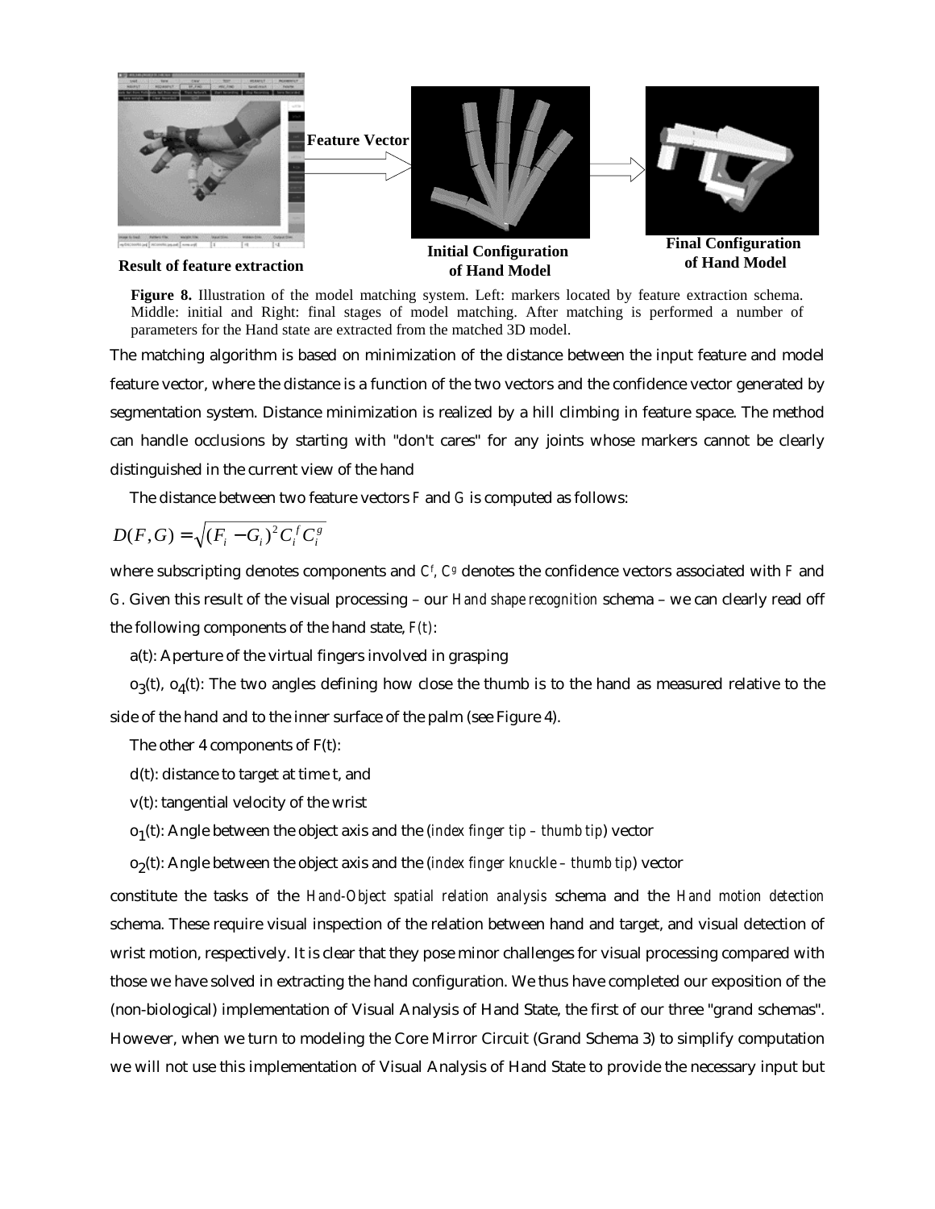Feature Vector

Result of feature extraction

Initial Configuration of Hand Model

Final Configuration of Hand Model

**Figure 8.** Illustration of the model matching system. Left: markers located by feature extraction schema. Middle: initial and Right: final stages of model matching. After matching is performed a number of parameters for the Hand state are extracted from the matched 3D model.

The matching algorithm is based on minimization of the distance between the input feature and model feature vector, where the distance is a function of the two vectors and the confidence vector generated by segmentation system. Distance minimization is realized by a hill climbing in feature space. The method can handle occlusions by starting with "don't cares" for any joints whose markers cannot be clearly distinguished in the current view of the hand

The distance between two feature vectors $F$ and $G$ is computed as follows:

$$D(F,G) = \sqrt{(F_i - G_i)^2 C_i^f C_i^g}$$

where subscripting denotes components and $C^f$, $C^g$ denotes the confidence vectors associated with $F$ and $G$. Given this result of the visual processing – our *Hand shape recognition* schema – we can clearly read off the following components of the hand state, $F(t)$:

a(t): Aperture of the virtual fingers involved in grasping

$o_3(t)$, $o_4(t)$: The two angles defining how close the thumb is to the hand as measured relative to the side of the hand and to the inner surface of the palm (see Figure 4).

The other 4 components of F(t):

d(t): distance to target at time t, and

v(t): tangential velocity of the wrist

$o_1(t)$: Angle between the object axis and the (*index finger tip – thumb tip*) vector

$o_2(t)$: Angle between the object axis and the (*index finger knuckle – thumb tip*) vector

constitute the tasks of the *Hand-Object spatial relation analysis* schema and the *Hand motion detection* schema. These require visual inspection of the relation between hand and target, and visual detection of wrist motion, respectively. It is clear that they pose minor challenges for visual processing compared with those we have solved in extracting the hand configuration. We thus have completed our exposition of the (non-biological) implementation of Visual Analysis of Hand State, the first of our three "grand schemas". However, when we turn to modeling the Core Mirror Circuit (Grand Schema 3) to simplify computation we will not use this implementation of Visual Analysis of Hand State to provide the necessary input but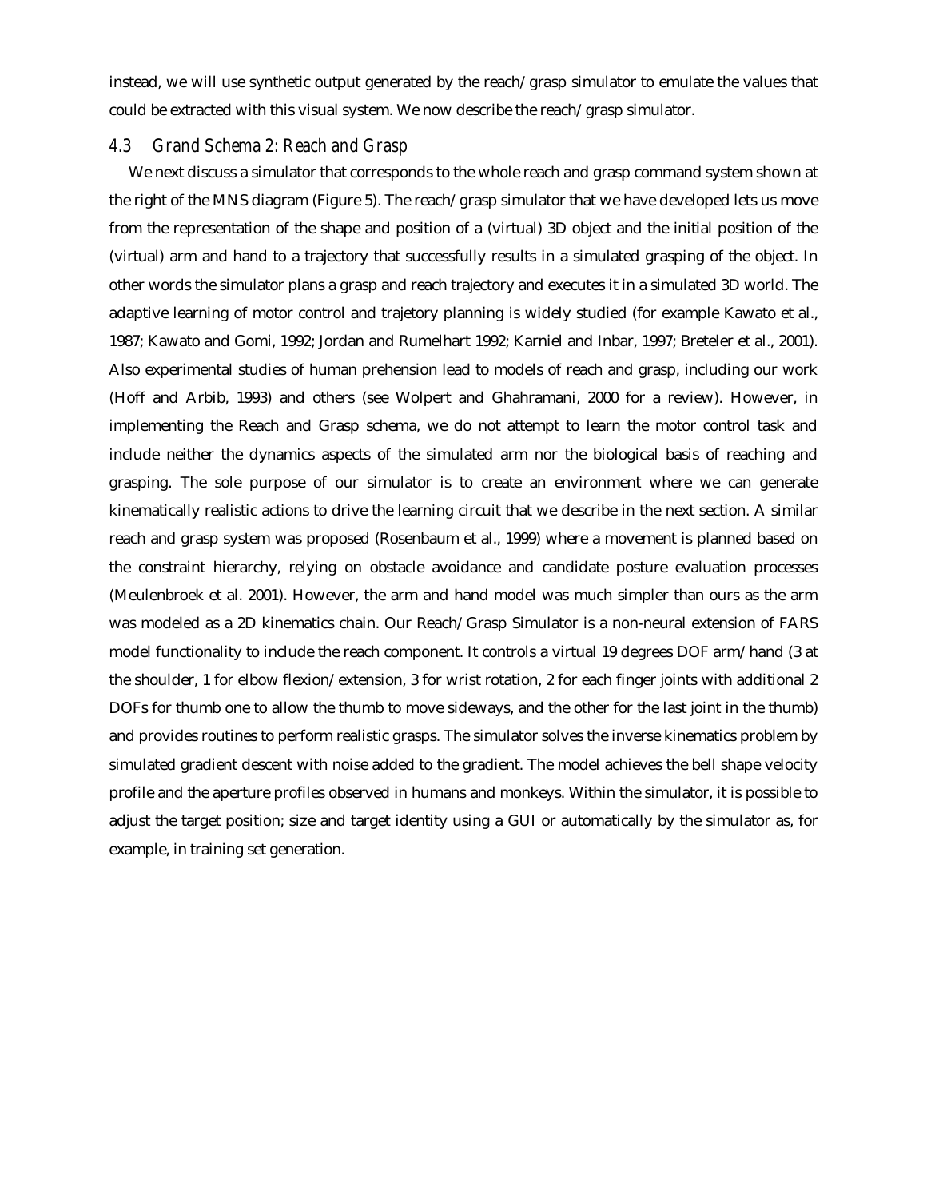instead, we will use synthetic output generated by the reach/grasp simulator to emulate the values that could be extracted with this visual system. We now describe the reach/grasp simulator.

### 4.3 Grand Schema 2: Reach and Grasp

We next discuss a simulator that corresponds to the whole reach and grasp command system shown at the right of the MNS diagram (Figure 5). The reach/grasp simulator that we have developed lets us move from the representation of the shape and position of a (virtual) 3D object and the initial position of the (virtual) arm and hand to a trajectory that successfully results in a simulated grasping of the object. In other words the simulator plans a grasp and reach trajectory and executes it in a simulated 3D world. The adaptive learning of motor control and trajetory planning is widely studied (for example Kawato et al., 1987; Kawato and Gomi, 1992; Jordan and Rumelhart 1992; Karniel and Inbar, 1997; Breteler et al., 2001). Also experimental studies of human prehension lead to models of reach and grasp, including our work (Hoff and Arbib, 1993) and others (see Wolpert and Ghahramani, 2000 for a review). However, in implementing the Reach and Grasp schema, we do not attempt to learn the motor control task and include neither the dynamics aspects of the simulated arm nor the biological basis of reaching and grasping. The sole purpose of our simulator is to create an environment where we can generate kinematically realistic actions to drive the learning circuit that we describe in the next section. A similar reach and grasp system was proposed (Rosenbaum et al., 1999) where a movement is planned based on the constraint hierarchy, relying on obstacle avoidance and candidate posture evaluation processes (Meulenbroek et al. 2001). However, the arm and hand model was much simpler than ours as the arm was modeled as a 2D kinematics chain. Our Reach/Grasp Simulator is a non-neural extension of FARS model functionality to include the reach component. It controls a virtual 19 degrees DOF arm/hand (3 at the shoulder, 1 for elbow flexion/extension, 3 for wrist rotation, 2 for each finger joints with additional 2 DOFs for thumb one to allow the thumb to move sideways, and the other for the last joint in the thumb) and provides routines to perform realistic grasps. The simulator solves the inverse kinematics problem by simulated gradient descent with noise added to the gradient. The model achieves the bell shape velocity profile and the aperture profiles observed in humans and monkeys. Within the simulator, it is possible to adjust the target position; size and target identity using a GUI or automatically by the simulator as, for example, in training set generation.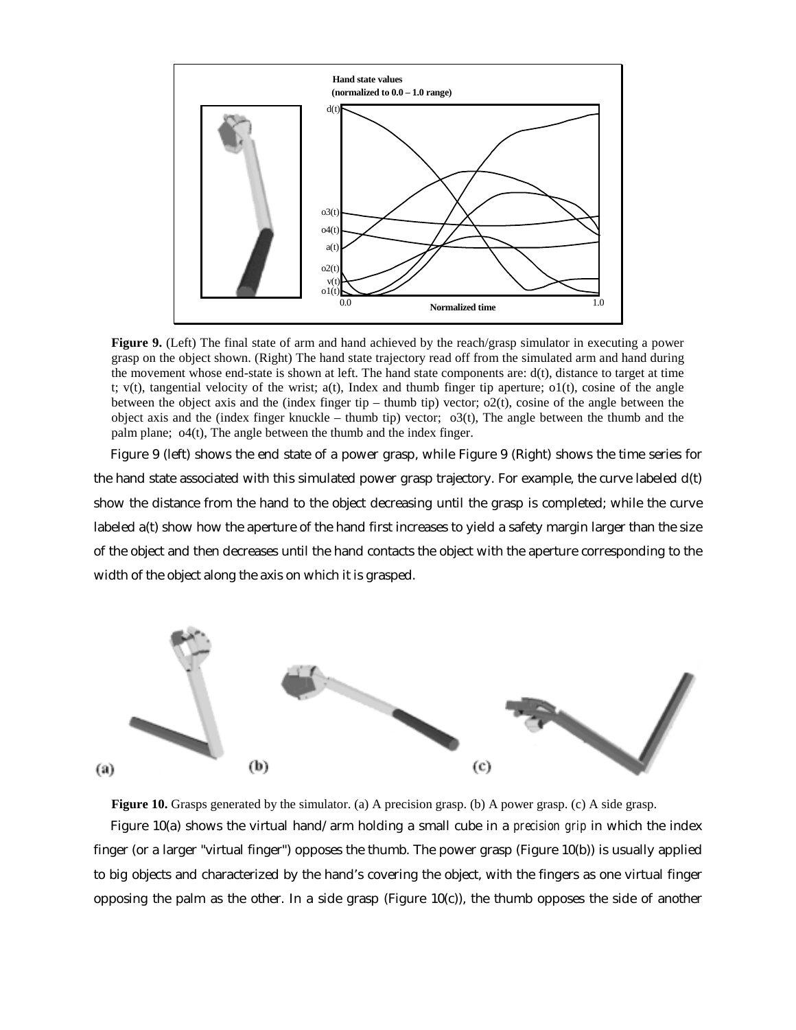**Figure 9.** (Left) The final state of arm and hand achieved by the reach/grasp simulator in executing a power grasp on the object shown. (Right) The hand state trajectory read off from the simulated arm and hand during the movement whose end-state is shown at left. The hand state components are: d(t), distance to target at time t; v(t), tangential velocity of the wrist; a(t), Index and thumb finger tip aperture; o1(t), cosine of the angle between the object axis and the (index finger tip – thumb tip) vector; o2(t), cosine of the angle between the object axis and the (index finger knuckle – thumb tip) vector; o3(t), The angle between the thumb and the palm plane; o4(t), The angle between the thumb and the index finger.

Figure 9 (left) shows the end state of a power grasp, while Figure 9 (Right) shows the time series for the hand state associated with this simulated power grasp trajectory. For example, the curve labeled d(t) show the distance from the hand to the object decreasing until the grasp is completed; while the curve labeled a(t) show how the aperture of the hand first increases to yield a safety margin larger than the size of the object and then decreases until the hand contacts the object with the aperture corresponding to the width of the object along the axis on which it is grasped.

**Figure 10.** Grasps generated by the simulator. (a) A precision grasp. (b) A power grasp. (c) A side grasp.

Figure 10(a) shows the virtual hand/arm holding a small cube in a *precision grip* in which the index finger (or a larger "virtual finger") opposes the thumb. The power grasp (Figure 10(b)) is usually applied to big objects and characterized by the hand's covering the object, with the fingers as one virtual finger opposing the palm as the other. In a side grasp (Figure 10(c)), the thumb opposes the side of another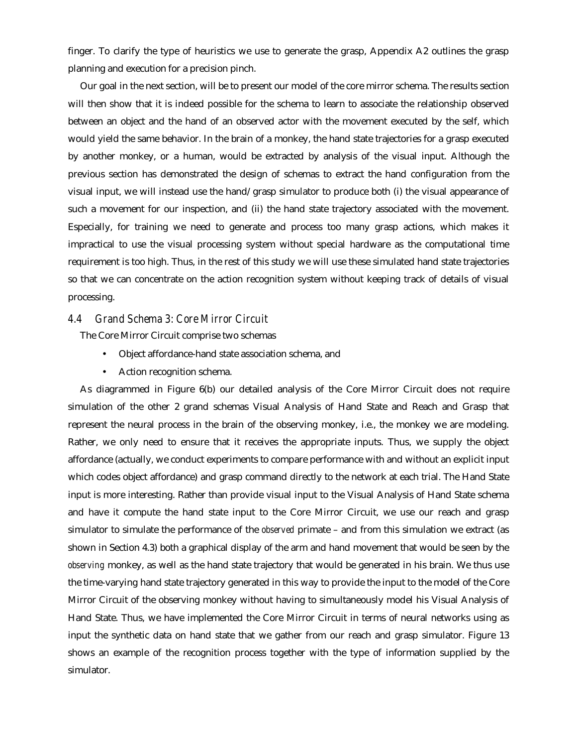finger. To clarify the type of heuristics we use to generate the grasp, Appendix A2 outlines the grasp planning and execution for a precision pinch.

Our goal in the next section, will be to present our model of the core mirror schema. The results section will then show that it is indeed possible for the schema to learn to associate the relationship observed between an object and the hand of an observed actor with the movement executed by the self, which would yield the same behavior. In the brain of a monkey, the hand state trajectories for a grasp executed by another monkey, or a human, would be extracted by analysis of the visual input. Although the previous section has demonstrated the design of schemas to extract the hand configuration from the visual input, we will instead use the hand/grasp simulator to produce both (i) the visual appearance of such a movement for our inspection, and (ii) the hand state trajectory associated with the movement. Especially, for training we need to generate and process too many grasp actions, which makes it impractical to use the visual processing system without special hardware as the computational time requirement is too high. Thus, in the rest of this study we will use these simulated hand state trajectories so that we can concentrate on the action recognition system without keeping track of details of visual processing.

### 4.4 Grand Schema 3: Core Mirror Circuit

The Core Mirror Circuit comprise two schemas

- Object affordance-hand state association schema, and
- Action recognition schema.

As diagrammed in Figure 6(b) our detailed analysis of the Core Mirror Circuit does not require simulation of the other 2 grand schemas Visual Analysis of Hand State and Reach and Grasp that represent the neural process in the brain of the observing monkey, i.e., the monkey we are modeling. Rather, we only need to ensure that it receives the appropriate inputs. Thus, we supply the object affordance (actually, we conduct experiments to compare performance with and without an explicit input which codes object affordance) and grasp command directly to the network at each trial. The Hand State input is more interesting. Rather than provide visual input to the Visual Analysis of Hand State schema and have it compute the hand state input to the Core Mirror Circuit, we use our reach and grasp simulator to simulate the performance of the *observed* primate – and from this simulation we extract (as shown in Section 4.3) both a graphical display of the arm and hand movement that would be seen by the *observing* monkey, as well as the hand state trajectory that would be generated in his brain. We thus use the time-varying hand state trajectory generated in this way to provide the input to the model of the Core Mirror Circuit of the observing monkey without having to simultaneously model his Visual Analysis of Hand State. Thus, we have implemented the Core Mirror Circuit in terms of neural networks using as input the synthetic data on hand state that we gather from our reach and grasp simulator. Figure 13 shows an example of the recognition process together with the type of information supplied by the simulator.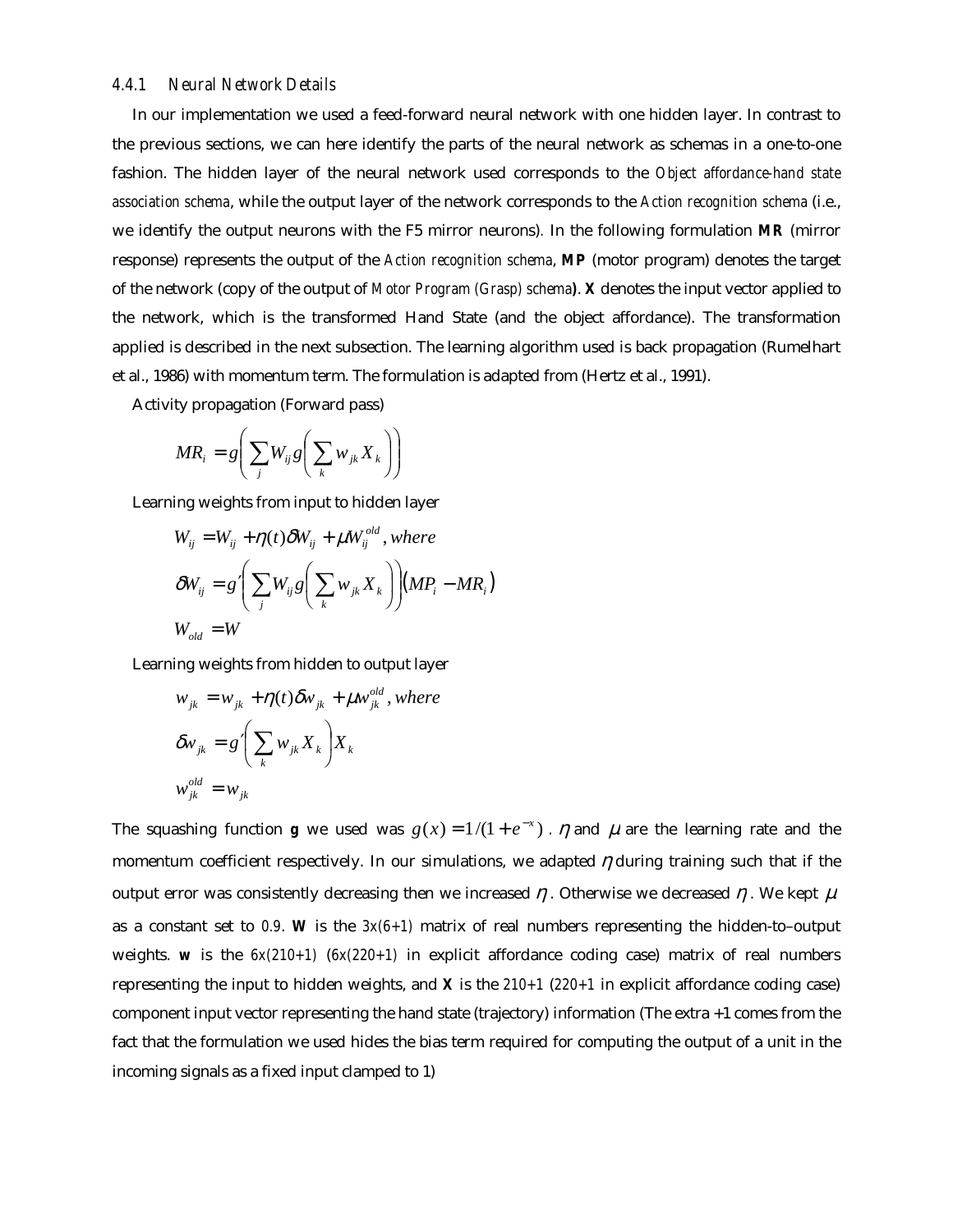#### 4.4.1 Neural Network Details

In our implementation we used a feed-forward neural network with one hidden layer. In contrast to the previous sections, we can here identify the parts of the neural network as schemas in a one-to-one fashion. The hidden layer of the neural network used corresponds to the *Object affordance-hand state association schema*, while the output layer of the network corresponds to the *Action recognition schema* (i.e., we identify the output neurons with the F5 mirror neurons). In the following formulation **MR** (mirror response) represents the output of the *Action recognition schema*, **MP** (motor program) denotes the target of the network (copy of the output of *Motor Program (Grasp) schema*). **X** denotes the input vector applied to the network, which is the transformed Hand State (and the object affordance). The transformation applied is described in the next subsection. The learning algorithm used is back propagation (Rumelhart et al., 1986) with momentum term. The formulation is adapted from (Hertz et al., 1991).

Activity propagation (Forward pass)

$$MR_i = g\left(\sum_j W_{ij} g\left(\sum_k w_{jk} X_k\right)\right)$$

Learning weights from input to hidden layer

$$W_{ij} = W_{ij} + \eta(t)\delta W_{ij} + \mu W_{ij}^{old}, \textit{ where}$$

$$\delta W_{ij} = g'\left(\sum_j W_{ij} g\left(\sum_k w_{jk} X_k\right)\right)\left(MP_i - MR_i\right)$$

$$W_{old} = W$$

Learning weights from hidden to output layer

$$w_{jk} = w_{jk} + \eta(t)\delta w_{jk} + \mu w_{jk}^{old}, \textit{ where}$$

$$\delta w_{jk} = g'\left(\sum_k w_{jk} X_k\right) X_k$$

$$w_{jk}^{old} = w_{jk}$$

The squashing function **g** we used was $g(x) = 1/(1+e^{-x})$. $\eta$ and $\mu$ are the learning rate and the momentum coefficient respectively. In our simulations, we adapted $\eta$ during training such that if the output error was consistently decreasing then we increased $\eta$. Otherwise we decreased $\eta$. We kept $\mu$ as a constant set to *0.9*. **W** is the *3x(6+1)* matrix of real numbers representing the hidden-to–output weights. **w** is the *6x(210+1)* (*6x(220+1)* in explicit affordance coding case) matrix of real numbers representing the input to hidden weights, and **X** is the *210+1* (*220+1* in explicit affordance coding case) component input vector representing the hand state (trajectory) information (The extra +1 comes from the fact that the formulation we used hides the bias term required for computing the output of a unit in the incoming signals as a fixed input clamped to 1)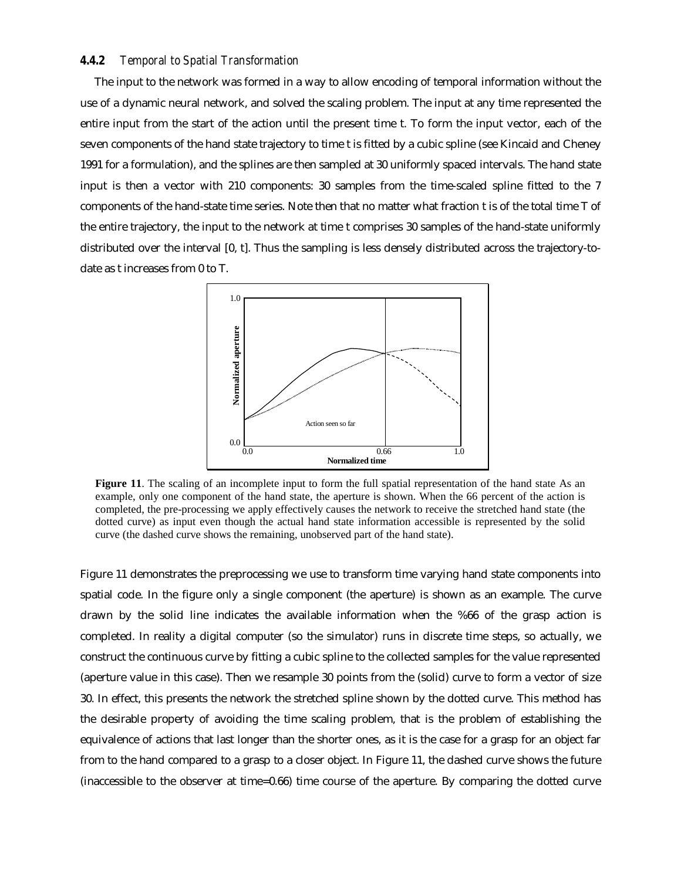### 4.4.2 *Temporal to Spatial Transformation*

The input to the network was formed in a way to allow encoding of temporal information without the use of a dynamic neural network, and solved the scaling problem. The input at any time represented the entire input from the start of the action until the present time t. To form the input vector, each of the seven components of the hand state trajectory to time t is fitted by a cubic spline (see Kincaid and Cheney 1991 for a formulation), and the splines are then sampled at 30 uniformly spaced intervals. The hand state input is then a vector with 210 components: 30 samples from the time-scaled spline fitted to the 7 components of the hand-state time series. Note then that no matter what fraction t is of the total time T of the entire trajectory, the input to the network at time t comprises 30 samples of the hand-state uniformly distributed over the interval [0, t]. Thus the sampling is less densely distributed across the trajectory-to-date as t increases from 0 to T.

**Figure 11**. The scaling of an incomplete input to form the full spatial representation of the hand state As an example, only one component of the hand state, the aperture is shown. When the 66 percent of the action is completed, the pre-processing we apply effectively causes the network to receive the stretched hand state (the dotted curve) as input even though the actual hand state information accessible is represented by the solid curve (the dashed curve shows the remaining, unobserved part of the hand state).

Figure 11 demonstrates the preprocessing we use to transform time varying hand state components into spatial code. In the figure only a single component (the aperture) is shown as an example. The curve drawn by the solid line indicates the available information when the %66 of the grasp action is completed. In reality a digital computer (so the simulator) runs in discrete time steps, so actually, we construct the continuous curve by fitting a cubic spline to the collected samples for the value represented (aperture value in this case). Then we resample 30 points from the (solid) curve to form a vector of size 30. In effect, this presents the network the stretched spline shown by the dotted curve. This method has the desirable property of avoiding the time scaling problem, that is the problem of establishing the equivalence of actions that last longer than the shorter ones, as it is the case for a grasp for an object far from to the hand compared to a grasp to a closer object. In Figure 11, the dashed curve shows the future (inaccessible to the observer at time=0.66) time course of the aperture. By comparing the dotted curve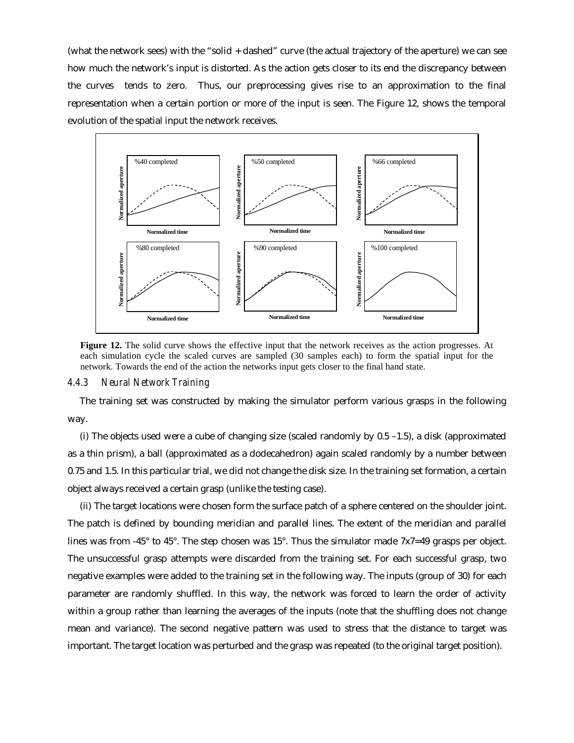(what the network sees) with the "solid + dashed" curve (the actual trajectory of the aperture) we can see how much the network's input is distorted. As the action gets closer to its end the discrepancy between the curves tends to zero. Thus, our preprocessing gives rise to an approximation to the final representation when a certain portion or more of the input is seen. The Figure 12, shows the temporal evolution of the spatial input the network receives.

**Figure 12.** The solid curve shows the effective input that the network receives as the action progresses. At each simulation cycle the scaled curves are sampled (30 samples each) to form the spatial input for the network. Towards the end of the action the networks input gets closer to the final hand state.

### 4.4.3 Neural Network Training

The training set was constructed by making the simulator perform various grasps in the following way.

(i) The objects used were a cube of changing size (scaled randomly by 0.5 –1.5), a disk (approximated as a thin prism), a ball (approximated as a dodecahedron) again scaled randomly by a number between 0.75 and 1.5. In this particular trial, we did not change the disk size. In the training set formation, a certain object always received a certain grasp (unlike the testing case).

(ii) The target locations were chosen form the surface patch of a sphere centered on the shoulder joint. The patch is defined by bounding meridian and parallel lines. The extent of the meridian and parallel lines was from -45° to 45°. The step chosen was 15°. Thus the simulator made 7x7=49 grasps per object. The unsuccessful grasp attempts were discarded from the training set. For each successful grasp, two negative examples were added to the training set in the following way. The inputs (group of 30) for each parameter are randomly shuffled. In this way, the network was forced to learn the order of activity within a group rather than learning the averages of the inputs (note that the shuffling does not change mean and variance). The second negative pattern was used to stress that the distance to target was important. The target location was perturbed and the grasp was repeated (to the original target position).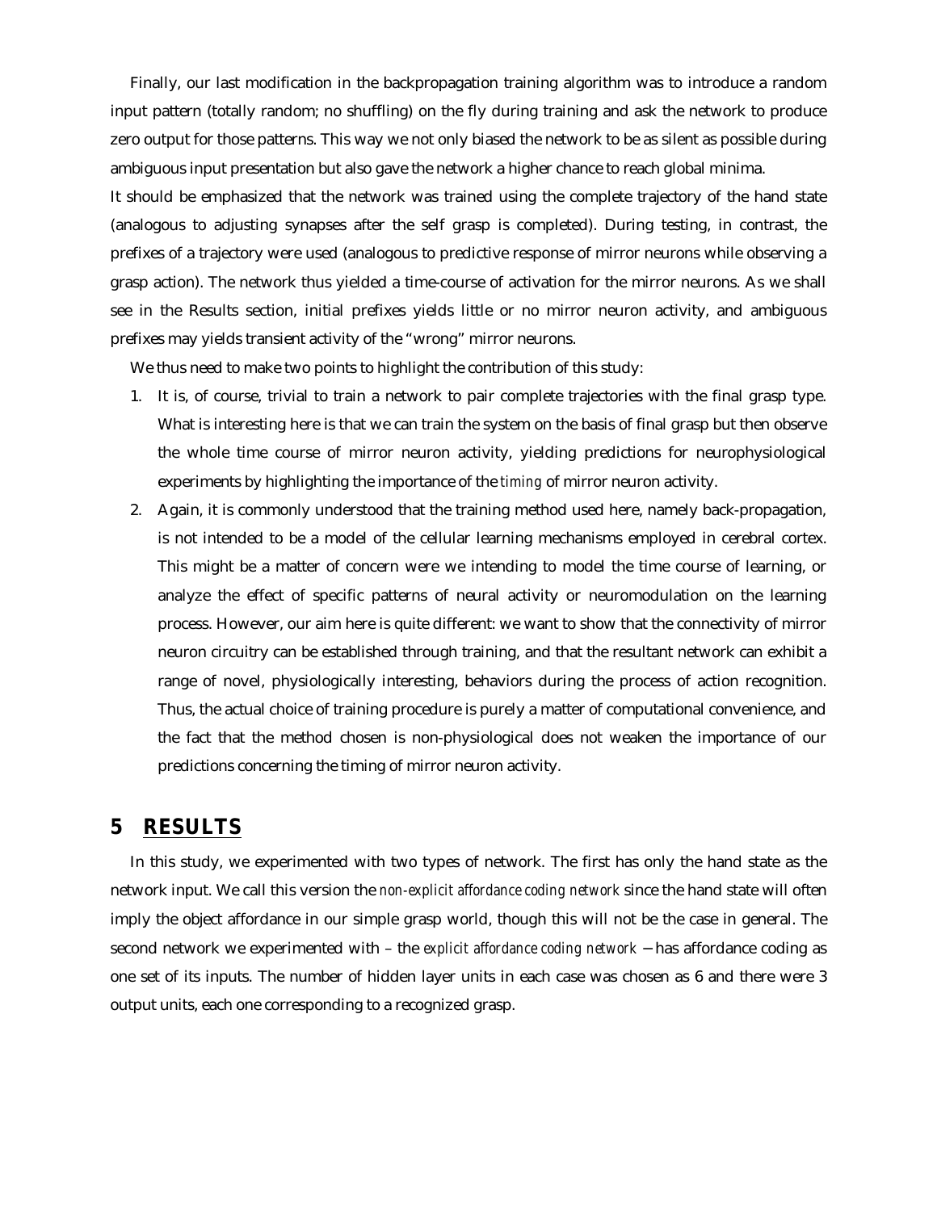Finally, our last modification in the backpropagation training algorithm was to introduce a random input pattern (totally random; no shuffling) on the fly during training and ask the network to produce zero output for those patterns. This way we not only biased the network to be as silent as possible during ambiguous input presentation but also gave the network a higher chance to reach global minima.

It should be emphasized that the network was trained using the complete trajectory of the hand state (analogous to adjusting synapses after the self grasp is completed). During testing, in contrast, the prefixes of a trajectory were used (analogous to predictive response of mirror neurons while observing a grasp action). The network thus yielded a time-course of activation for the mirror neurons. As we shall see in the Results section, initial prefixes yields little or no mirror neuron activity, and ambiguous prefixes may yields transient activity of the "wrong" mirror neurons.

We thus need to make two points to highlight the contribution of this study:

1. It is, of course, trivial to train a network to pair complete trajectories with the final grasp type. What is interesting here is that we can train the system on the basis of final grasp but then observe the whole time course of mirror neuron activity, yielding predictions for neurophysiological experiments by highlighting the importance of the *timing* of mirror neuron activity.
2. Again, it is commonly understood that the training method used here, namely back-propagation, is not intended to be a model of the cellular learning mechanisms employed in cerebral cortex. This might be a matter of concern were we intending to model the time course of learning, or analyze the effect of specific patterns of neural activity or neuromodulation on the learning process. However, our aim here is quite different: we want to show that the connectivity of mirror neuron circuitry can be established through training, and that the resultant network can exhibit a range of novel, physiologically interesting, behaviors during the process of action recognition. Thus, the actual choice of training procedure is purely a matter of computational convenience, and the fact that the method chosen is non-physiological does not weaken the importance of our predictions concerning the timing of mirror neuron activity.

# 5 RESULTS

In this study, we experimented with two types of network. The first has only the hand state as the network input. We call this version the *non-explicit affordance coding network* since the hand state will often imply the object affordance in our simple grasp world, though this will not be the case in general. The second network we experimented with – the *explicit affordance coding network* – has affordance coding as one set of its inputs. The number of hidden layer units in each case was chosen as 6 and there were 3 output units, each one corresponding to a recognized grasp.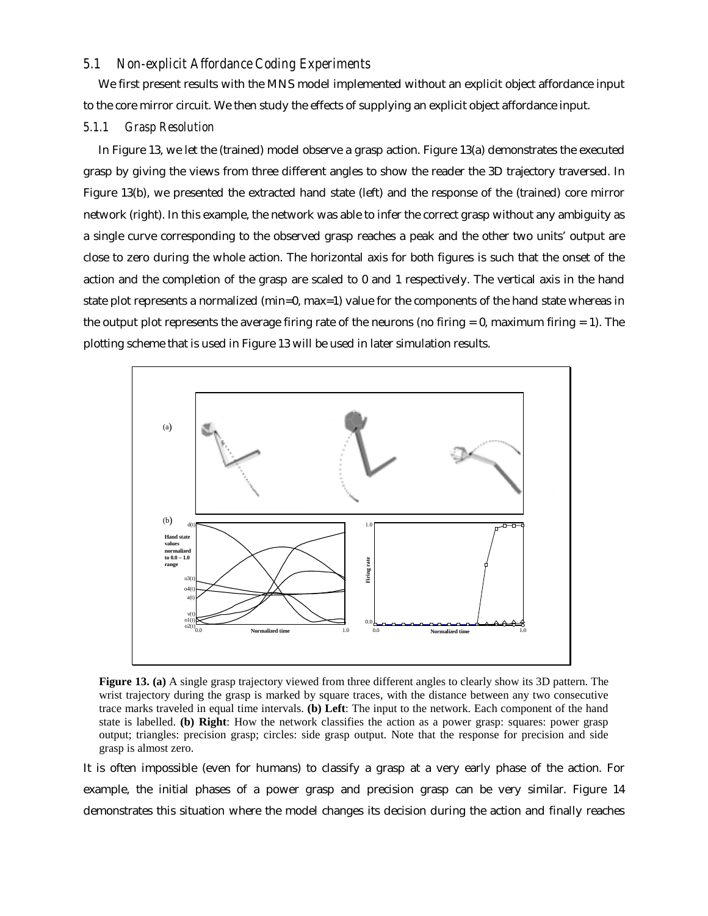### 5.1 Non-explicit Affordance Coding Experiments

We first present results with the MNS model implemented without an explicit object affordance input to the core mirror circuit. We then study the effects of supplying an explicit object affordance input.

#### 5.1.1 Grasp Resolution

In Figure 13, we let the (trained) model observe a grasp action. Figure 13(a) demonstrates the executed grasp by giving the views from three different angles to show the reader the 3D trajectory traversed. In Figure 13(b), we presented the extracted hand state (left) and the response of the (trained) core mirror network (right). In this example, the network was able to infer the correct grasp without any ambiguity as a single curve corresponding to the observed grasp reaches a peak and the other two units' output are close to zero during the whole action. The horizontal axis for both figures is such that the onset of the action and the completion of the grasp are scaled to 0 and 1 respectively. The vertical axis in the hand state plot represents a normalized (min=0, max=1) value for the components of the hand state whereas in the output plot represents the average firing rate of the neurons (no firing = 0, maximum firing = 1). The plotting scheme that is used in Figure 13 will be used in later simulation results.

**Figure 13. (a)** A single grasp trajectory viewed from three different angles to clearly show its 3D pattern. The wrist trajectory during the grasp is marked by square traces, with the distance between any two consecutive trace marks traveled in equal time intervals. **(b) Left**: The input to the network. Each component of the hand state is labelled. **(b) Right**: How the network classifies the action as a power grasp: squares: power grasp output; triangles: precision grasp; circles: side grasp output. Note that the response for precision and side grasp is almost zero.

It is often impossible (even for humans) to classify a grasp at a very early phase of the action. For example, the initial phases of a power grasp and precision grasp can be very similar. Figure 14 demonstrates this situation where the model changes its decision during the action and finally reaches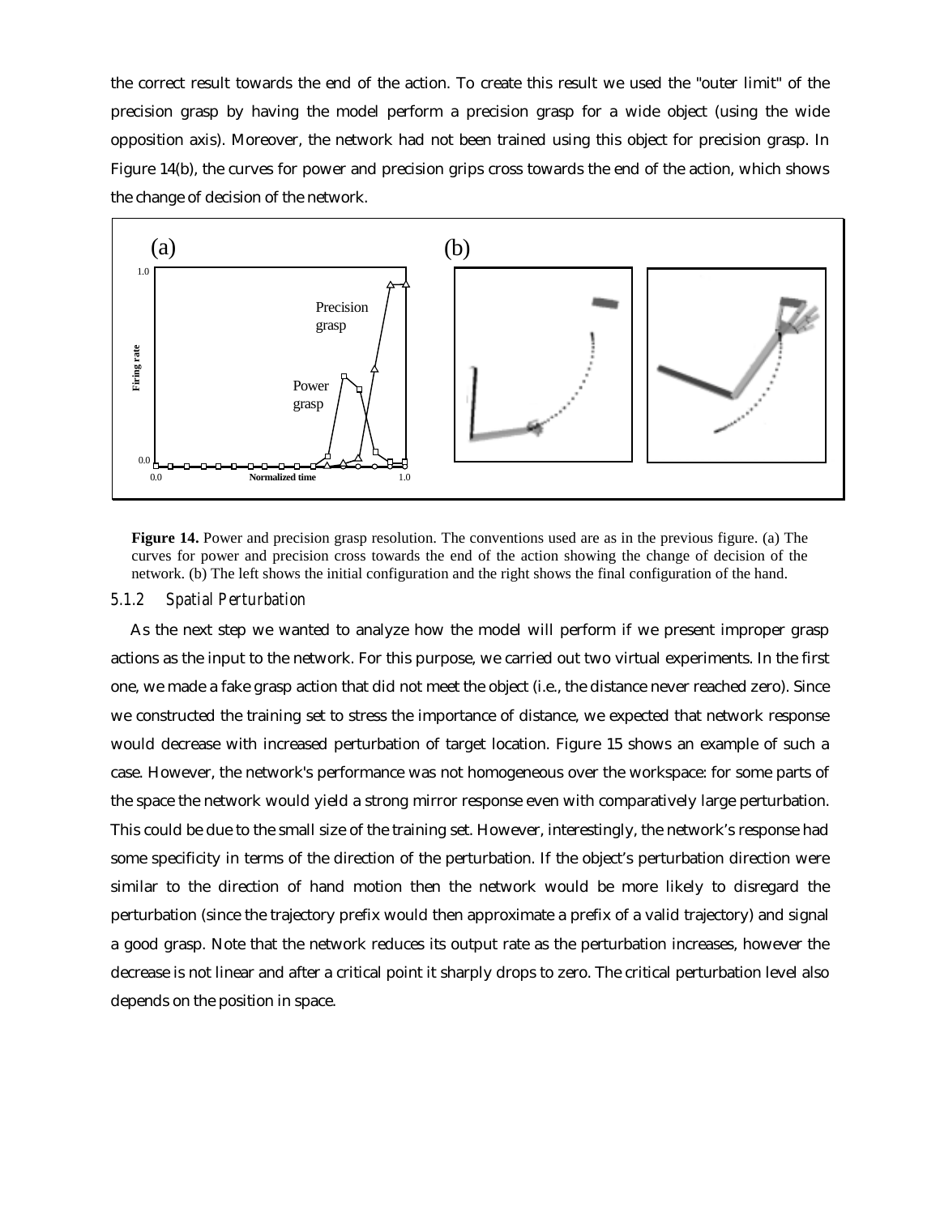the correct result towards the end of the action. To create this result we used the "outer limit" of the precision grasp by having the model perform a precision grasp for a wide object (using the wide opposition axis). Moreover, the network had not been trained using this object for precision grasp. In Figure 14(b), the curves for power and precision grips cross towards the end of the action, which shows the change of decision of the network.

**Figure 14.** Power and precision grasp resolution. The conventions used are as in the previous figure. (a) The curves for power and precision cross towards the end of the action showing the change of decision of the network. (b) The left shows the initial configuration and the right shows the final configuration of the hand.

#### *5.1.2 Spatial Perturbation*

As the next step we wanted to analyze how the model will perform if we present improper grasp actions as the input to the network. For this purpose, we carried out two virtual experiments. In the first one, we made a fake grasp action that did not meet the object (i.e., the distance never reached zero). Since we constructed the training set to stress the importance of distance, we expected that network response would decrease with increased perturbation of target location. Figure 15 shows an example of such a case. However, the network's performance was not homogeneous over the workspace: for some parts of the space the network would yield a strong mirror response even with comparatively large perturbation. This could be due to the small size of the training set. However, interestingly, the network's response had some specificity in terms of the direction of the perturbation. If the object's perturbation direction were similar to the direction of hand motion then the network would be more likely to disregard the perturbation (since the trajectory prefix would then approximate a prefix of a valid trajectory) and signal a good grasp. Note that the network reduces its output rate as the perturbation increases, however the decrease is not linear and after a critical point it sharply drops to zero. The critical perturbation level also depends on the position in space.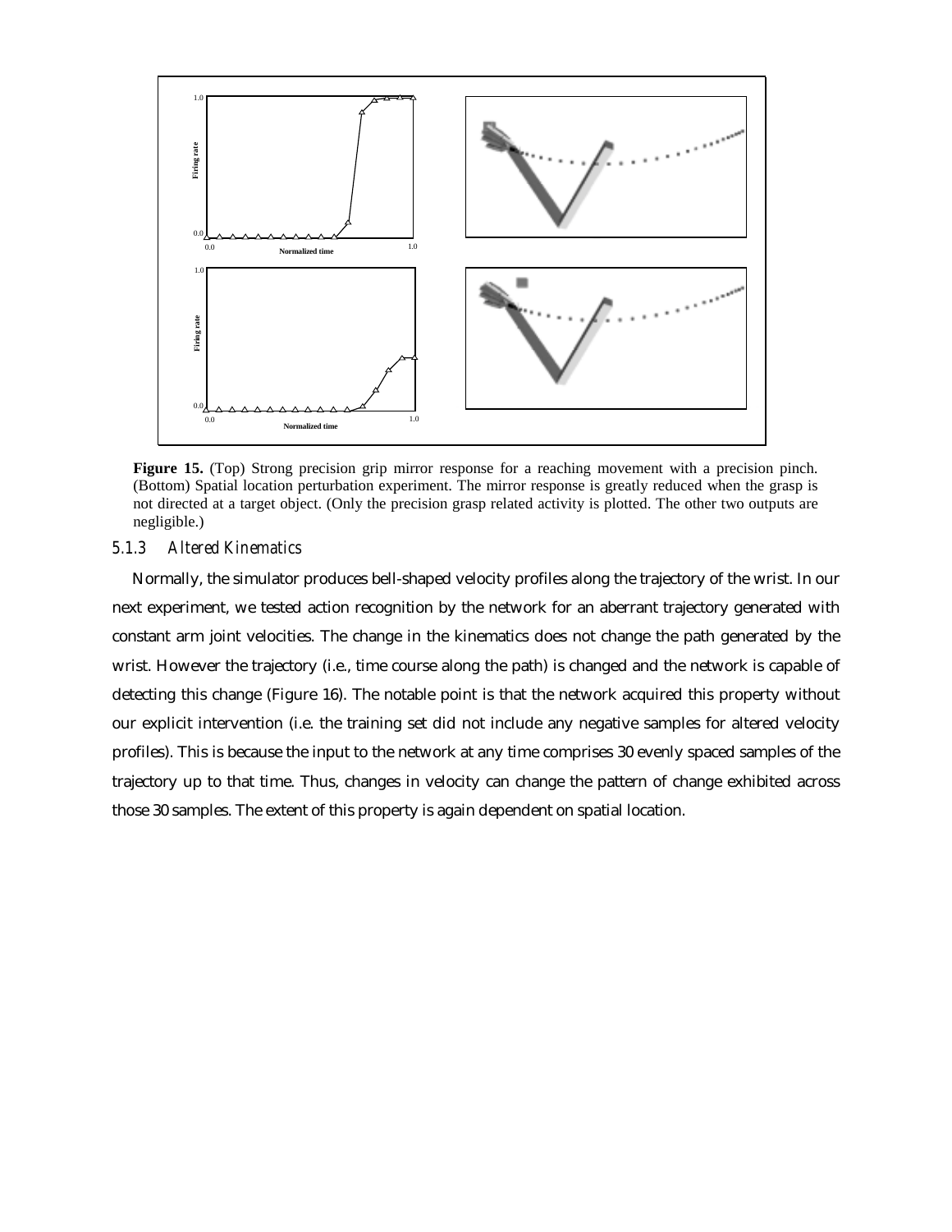**Figure 15.** (Top) Strong precision grip mirror response for a reaching movement with a precision pinch. (Bottom) Spatial location perturbation experiment. The mirror response is greatly reduced when the grasp is not directed at a target object. (Only the precision grasp related activity is plotted. The other two outputs are negligible.)

### *5.1.3 Altered Kinematics*

Normally, the simulator produces bell-shaped velocity profiles along the trajectory of the wrist. In our next experiment, we tested action recognition by the network for an aberrant trajectory generated with constant arm joint velocities. The change in the kinematics does not change the path generated by the wrist. However the trajectory (i.e., time course along the path) is changed and the network is capable of detecting this change (Figure 16). The notable point is that the network acquired this property without our explicit intervention (i.e. the training set did not include any negative samples for altered velocity profiles). This is because the input to the network at any time comprises 30 evenly spaced samples of the trajectory up to that time. Thus, changes in velocity can change the pattern of change exhibited across those 30 samples. The extent of this property is again dependent on spatial location.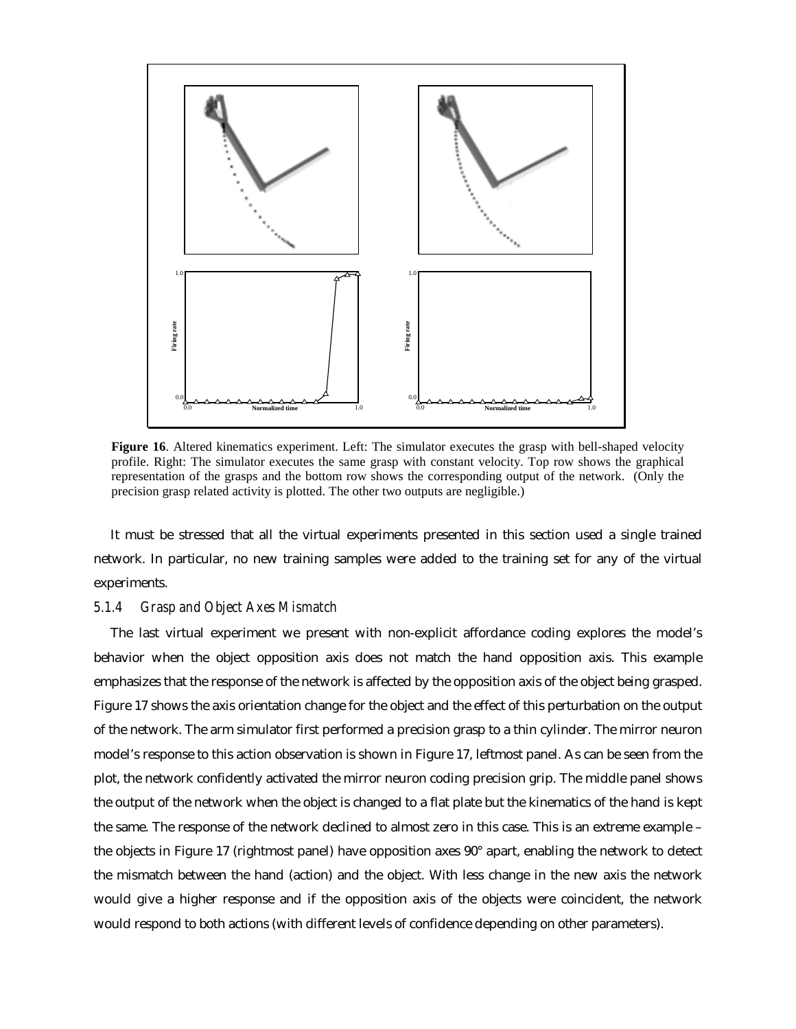**Figure 16**. Altered kinematics experiment. Left: The simulator executes the grasp with bell-shaped velocity profile. Right: The simulator executes the same grasp with constant velocity. Top row shows the graphical representation of the grasps and the bottom row shows the corresponding output of the network. (Only the precision grasp related activity is plotted. The other two outputs are negligible.)

It must be stressed that all the virtual experiments presented in this section used a single trained network. In particular, no new training samples were added to the training set for any of the virtual experiments.

### 5.1.4 Grasp and Object Axes Mismatch

The last virtual experiment we present with non-explicit affordance coding explores the model's behavior when the object opposition axis does not match the hand opposition axis. This example emphasizes that the response of the network is affected by the opposition axis of the object being grasped. Figure 17 shows the axis orientation change for the object and the effect of this perturbation on the output of the network. The arm simulator first performed a precision grasp to a thin cylinder. The mirror neuron model's response to this action observation is shown in Figure 17, leftmost panel. As can be seen from the plot, the network confidently activated the mirror neuron coding precision grip. The middle panel shows the output of the network when the object is changed to a flat plate but the kinematics of the hand is kept the same. The response of the network declined to almost zero in this case. This is an extreme example – the objects in Figure 17 (rightmost panel) have opposition axes 90° apart, enabling the network to detect the mismatch between the hand (action) and the object. With less change in the new axis the network would give a higher response and if the opposition axis of the objects were coincident, the network would respond to both actions (with different levels of confidence depending on other parameters).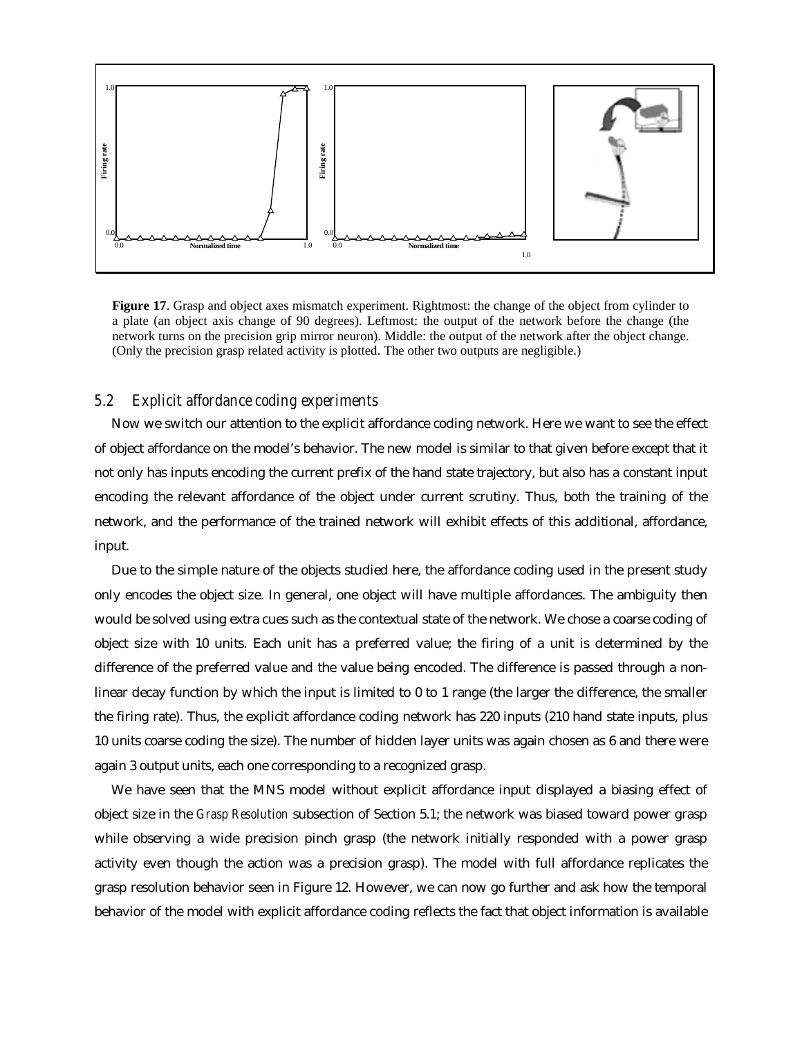**Figure 17**. Grasp and object axes mismatch experiment. Rightmost: the change of the object from cylinder to a plate (an object axis change of 90 degrees). Leftmost: the output of the network before the change (the network turns on the precision grip mirror neuron). Middle: the output of the network after the object change. (Only the precision grasp related activity is plotted. The other two outputs are negligible.)

## 5.2 *Explicit affordance coding experiments*

Now we switch our attention to the explicit affordance coding network. Here we want to see the effect of object affordance on the model's behavior. The new model is similar to that given before except that it not only has inputs encoding the current prefix of the hand state trajectory, but also has a constant input encoding the relevant affordance of the object under current scrutiny. Thus, both the training of the network, and the performance of the trained network will exhibit effects of this additional, affordance, input.

Due to the simple nature of the objects studied here, the affordance coding used in the present study only encodes the object size. In general, one object will have multiple affordances. The ambiguity then would be solved using extra cues such as the contextual state of the network. We chose a coarse coding of object size with 10 units. Each unit has a preferred value; the firing of a unit is determined by the difference of the preferred value and the value being encoded. The difference is passed through a non-linear decay function by which the input is limited to 0 to 1 range (the larger the difference, the smaller the firing rate). Thus, the explicit affordance coding network has 220 inputs (210 hand state inputs, plus 10 units coarse coding the size). The number of hidden layer units was again chosen as 6 and there were again 3 output units, each one corresponding to a recognized grasp.

We have seen that the MNS model without explicit affordance input displayed a biasing effect of object size in the *Grasp Resolution* subsection of Section 5.1; the network was biased toward power grasp while observing a wide precision pinch grasp (the network initially responded with a power grasp activity even though the action was a precision grasp). The model with full affordance replicates the grasp resolution behavior seen in Figure 12. However, we can now go further and ask how the temporal behavior of the model with explicit affordance coding reflects the fact that object information is available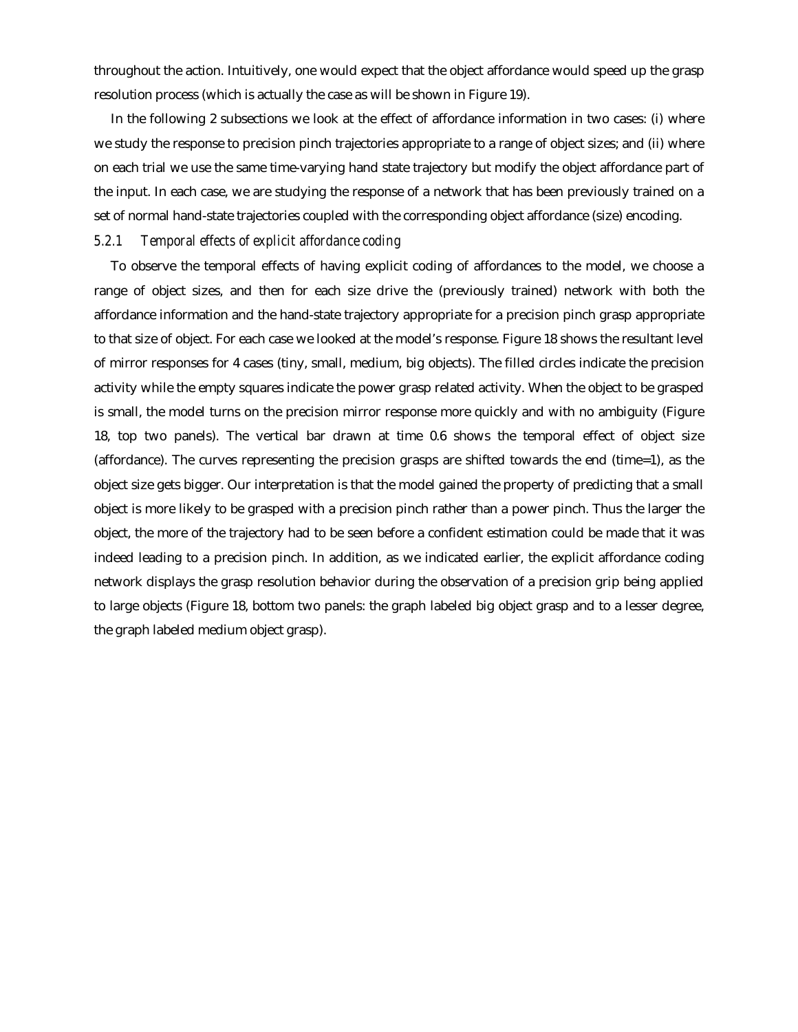throughout the action. Intuitively, one would expect that the object affordance would speed up the grasp resolution process (which is actually the case as will be shown in Figure 19).

In the following 2 subsections we look at the effect of affordance information in two cases: (i) where we study the response to precision pinch trajectories appropriate to a range of object sizes; and (ii) where on each trial we use the same time-varying hand state trajectory but modify the object affordance part of the input. In each case, we are studying the response of a network that has been previously trained on a set of normal hand-state trajectories coupled with the corresponding object affordance (size) encoding.

#### 5.2.1 *Temporal effects of explicit affordance coding*

To observe the temporal effects of having explicit coding of affordances to the model, we choose a range of object sizes, and then for each size drive the (previously trained) network with both the affordance information and the hand-state trajectory appropriate for a precision pinch grasp appropriate to that size of object. For each case we looked at the model's response. Figure 18 shows the resultant level of mirror responses for 4 cases (tiny, small, medium, big objects). The filled circles indicate the precision activity while the empty squares indicate the power grasp related activity. When the object to be grasped is small, the model turns on the precision mirror response more quickly and with no ambiguity (Figure 18, top two panels). The vertical bar drawn at time 0.6 shows the temporal effect of object size (affordance). The curves representing the precision grasps are shifted towards the end (time=1), as the object size gets bigger. Our interpretation is that the model gained the property of predicting that a small object is more likely to be grasped with a precision pinch rather than a power pinch. Thus the larger the object, the more of the trajectory had to be seen before a confident estimation could be made that it was indeed leading to a precision pinch. In addition, as we indicated earlier, the explicit affordance coding network displays the grasp resolution behavior during the observation of a precision grip being applied to large objects (Figure 18, bottom two panels: the graph labeled big object grasp and to a lesser degree, the graph labeled medium object grasp).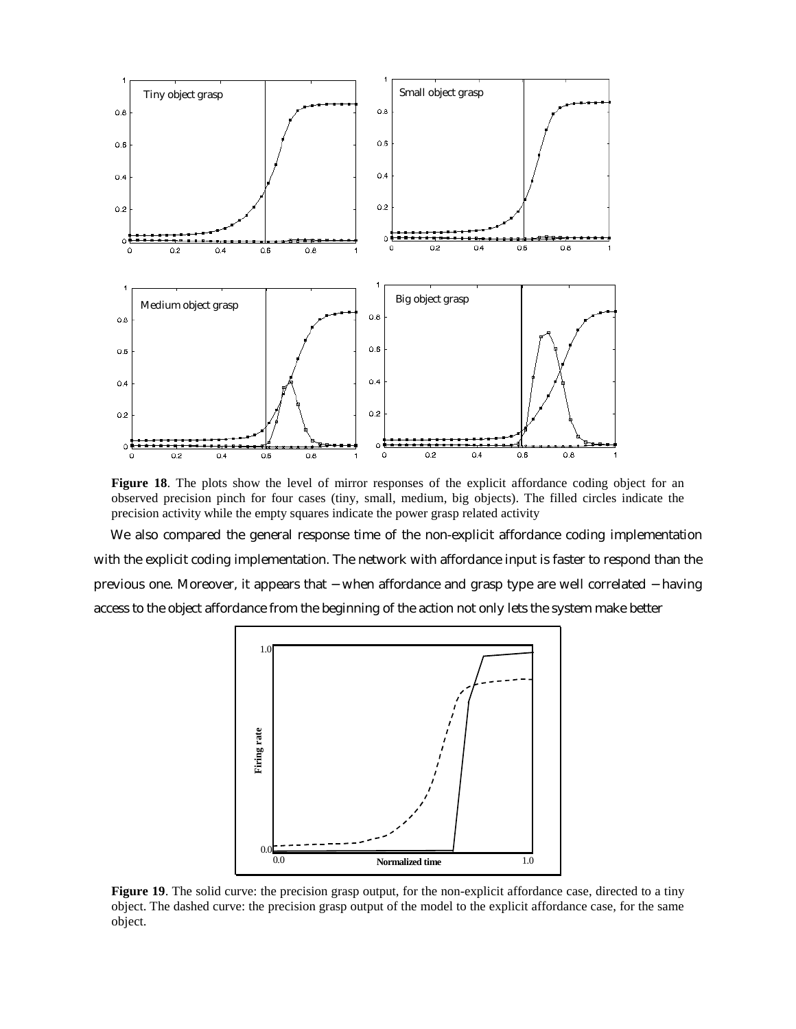**Figure 18**. The plots show the level of mirror responses of the explicit affordance coding object for an observed precision pinch for four cases (tiny, small, medium, big objects). The filled circles indicate the precision activity while the empty squares indicate the power grasp related activity

We also compared the general response time of the non-explicit affordance coding implementation with the explicit coding implementation. The network with affordance input is faster to respond than the previous one. Moreover, it appears that – when affordance and grasp type are well correlated – having access to the object affordance from the beginning of the action not only lets the system make better

**Figure 19**. The solid curve: the precision grasp output, for the non-explicit affordance case, directed to a tiny object. The dashed curve: the precision grasp output of the model to the explicit affordance case, for the same object.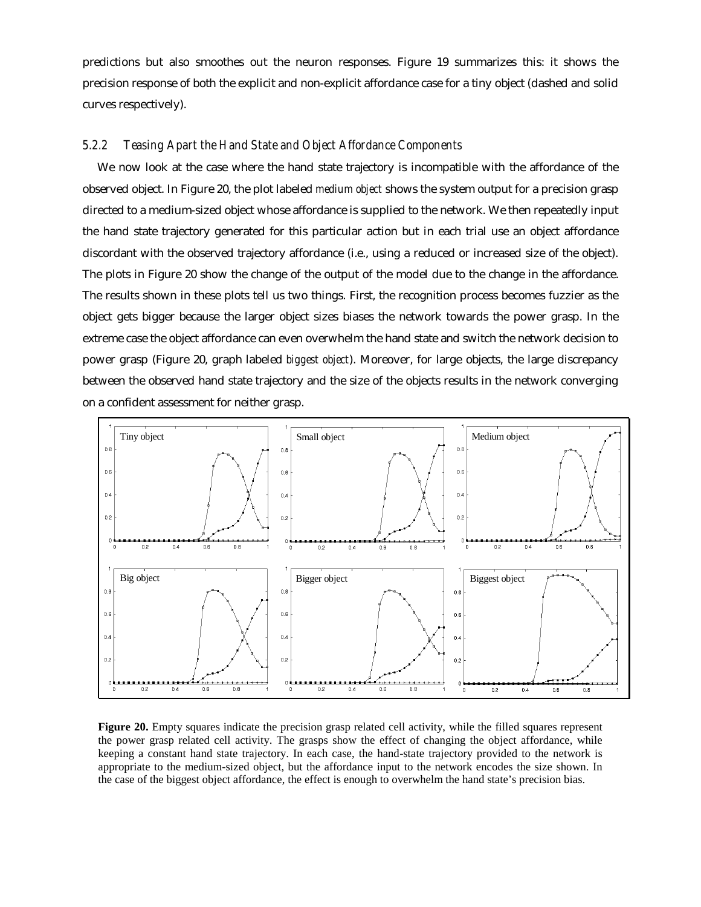predictions but also smoothes out the neuron responses. Figure 19 summarizes this: it shows the precision response of both the explicit and non-explicit affordance case for a tiny object (dashed and solid curves respectively).

### 5.2.2 Teasing Apart the Hand State and Object Affordance Components

We now look at the case where the hand state trajectory is incompatible with the affordance of the observed object. In Figure 20, the plot labeled *medium object* shows the system output for a precision grasp directed to a medium-sized object whose affordance is supplied to the network. We then repeatedly input the hand state trajectory generated for this particular action but in each trial use an object affordance discordant with the observed trajectory affordance (i.e., using a reduced or increased size of the object). The plots in Figure 20 show the change of the output of the model due to the change in the affordance. The results shown in these plots tell us two things. First, the recognition process becomes fuzzier as the object gets bigger because the larger object sizes biases the network towards the power grasp. In the extreme case the object affordance can even overwhelm the hand state and switch the network decision to power grasp (Figure 20, graph labeled *biggest object*). Moreover, for large objects, the large discrepancy between the observed hand state trajectory and the size of the objects results in the network converging on a confident assessment for neither grasp.

**Figure 20.** Empty squares indicate the precision grasp related cell activity, while the filled squares represent the power grasp related cell activity. The grasps show the effect of changing the object affordance, while keeping a constant hand state trajectory. In each case, the hand-state trajectory provided to the network is appropriate to the medium-sized object, but the affordance input to the network encodes the size shown. In the case of the biggest object affordance, the effect is enough to overwhelm the hand state's precision bias.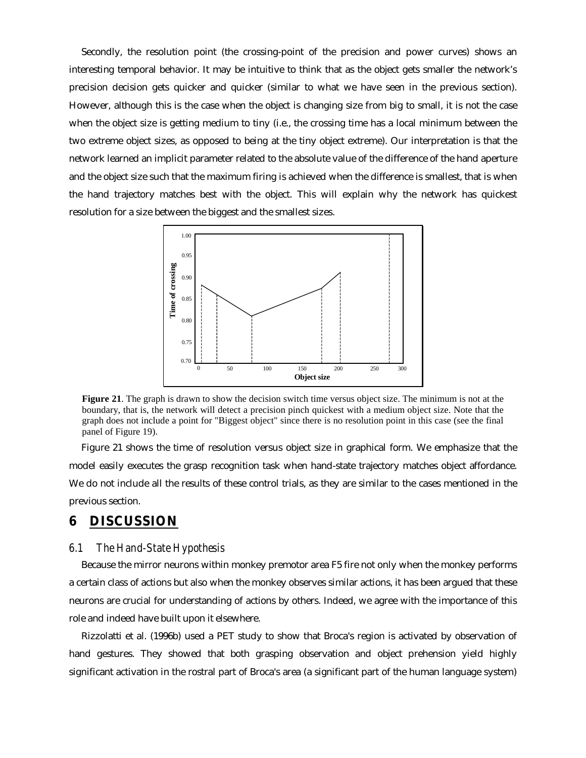Secondly, the resolution point (the crossing-point of the precision and power curves) shows an interesting temporal behavior. It may be intuitive to think that as the object gets smaller the network's precision decision gets quicker and quicker (similar to what we have seen in the previous section). However, although this is the case when the object is changing size from big to small, it is not the case when the object size is getting medium to tiny (i.e., the crossing time has a local minimum between the two extreme object sizes, as opposed to being at the tiny object extreme). Our interpretation is that the network learned an implicit parameter related to the absolute value of the difference of the hand aperture and the object size such that the maximum firing is achieved when the difference is smallest, that is when the hand trajectory matches best with the object. This will explain why the network has quickest resolution for a size between the biggest and the smallest sizes.

**Figure 21**. The graph is drawn to show the decision switch time versus object size. The minimum is not at the boundary, that is, the network will detect a precision pinch quickest with a medium object size. Note that the graph does not include a point for "Biggest object" since there is no resolution point in this case (see the final panel of Figure 19).

Figure 21 shows the time of resolution versus object size in graphical form. We emphasize that the model easily executes the grasp recognition task when hand-state trajectory matches object affordance. We do not include all the results of these control trials, as they are similar to the cases mentioned in the previous section.

# 6 DISCUSSION

## 6.1 The Hand-State Hypothesis

Because the mirror neurons within monkey premotor area F5 fire not only when the monkey performs a certain class of actions but also when the monkey observes similar actions, it has been argued that these neurons are crucial for understanding of actions by others. Indeed, we agree with the importance of this role and indeed have built upon it elsewhere.

Rizzolatti et al. (1996b) used a PET study to show that Broca's region is activated by observation of hand gestures. They showed that both grasping observation and object prehension yield highly significant activation in the rostral part of Broca's area (a significant part of the human language system)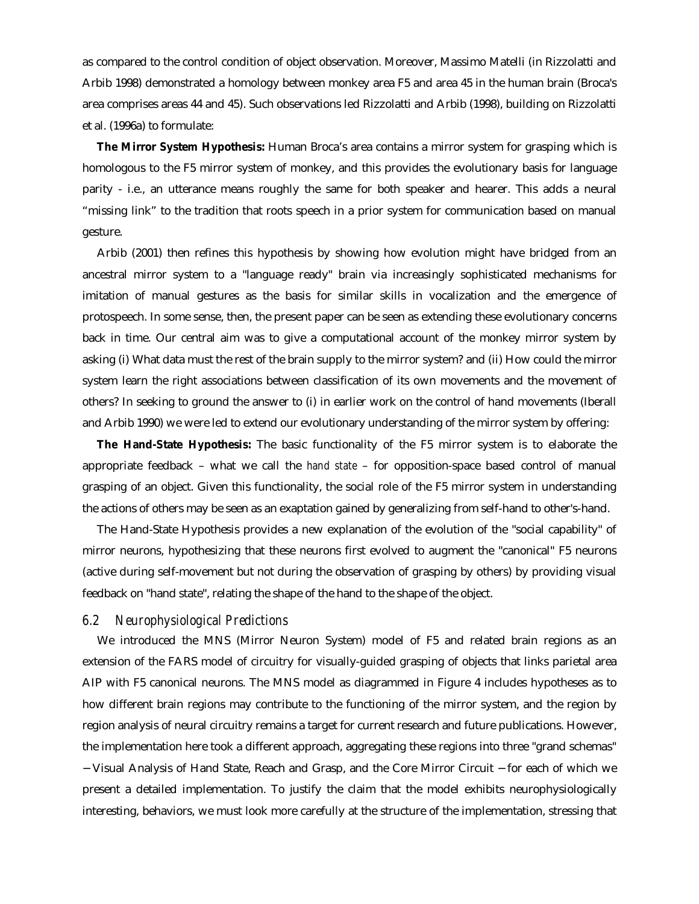as compared to the control condition of object observation. Moreover, Massimo Matelli (in Rizzolatti and Arbib 1998) demonstrated a homology between monkey area F5 and area 45 in the human brain (Broca's area comprises areas 44 and 45). Such observations led Rizzolatti and Arbib (1998), building on Rizzolatti et al. (1996a) to formulate:

**The Mirror System Hypothesis:** Human Broca's area contains a mirror system for grasping which is homologous to the F5 mirror system of monkey, and this provides the evolutionary basis for language parity - i.e., an utterance means roughly the same for both speaker and hearer. This adds a neural "missing link" to the tradition that roots speech in a prior system for communication based on manual gesture.

Arbib (2001) then refines this hypothesis by showing how evolution might have bridged from an ancestral mirror system to a "language ready" brain via increasingly sophisticated mechanisms for imitation of manual gestures as the basis for similar skills in vocalization and the emergence of protospeech. In some sense, then, the present paper can be seen as extending these evolutionary concerns back in time. Our central aim was to give a computational account of the monkey mirror system by asking (i) What data must the rest of the brain supply to the mirror system? and (ii) How could the mirror system learn the right associations between classification of its own movements and the movement of others? In seeking to ground the answer to (i) in earlier work on the control of hand movements (Iberall and Arbib 1990) we were led to extend our evolutionary understanding of the mirror system by offering:

**The Hand-State Hypothesis:** The basic functionality of the F5 mirror system is to elaborate the appropriate feedback – what we call the *hand state* – for opposition-space based control of manual grasping of an object. Given this functionality, the social role of the F5 mirror system in understanding the actions of others may be seen as an exaptation gained by generalizing from self-hand to other's-hand.

The Hand-State Hypothesis provides a new explanation of the evolution of the "social capability" of mirror neurons, hypothesizing that these neurons first evolved to augment the "canonical" F5 neurons (active during self-movement but not during the observation of grasping by others) by providing visual feedback on "hand state", relating the shape of the hand to the shape of the object.

### 6.2 Neurophysiological Predictions

We introduced the MNS (Mirror Neuron System) model of F5 and related brain regions as an extension of the FARS model of circuitry for visually-guided grasping of objects that links parietal area AIP with F5 canonical neurons. The MNS model as diagrammed in Figure 4 includes hypotheses as to how different brain regions may contribute to the functioning of the mirror system, and the region by region analysis of neural circuitry remains a target for current research and future publications. However, the implementation here took a different approach, aggregating these regions into three "grand schemas" − Visual Analysis of Hand State, Reach and Grasp, and the Core Mirror Circuit − for each of which we present a detailed implementation. To justify the claim that the model exhibits neurophysiologically interesting, behaviors, we must look more carefully at the structure of the implementation, stressing that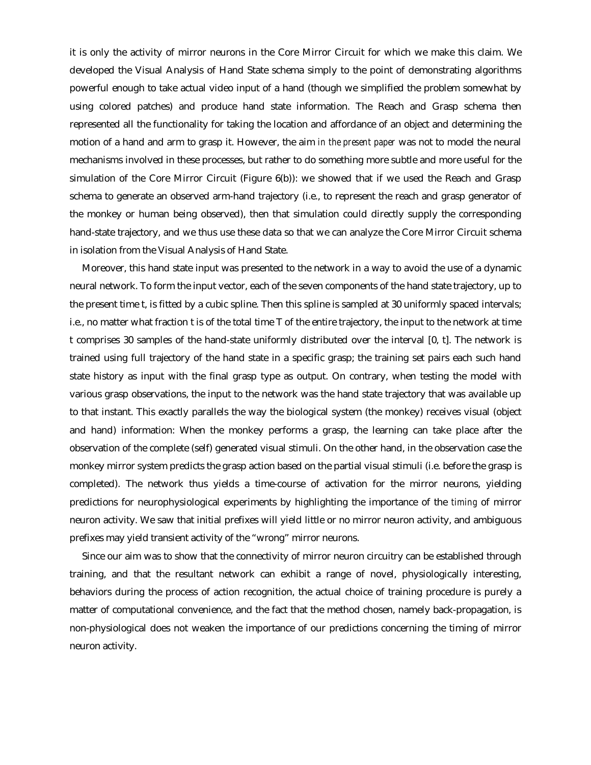it is only the activity of mirror neurons in the Core Mirror Circuit for which we make this claim. We developed the Visual Analysis of Hand State schema simply to the point of demonstrating algorithms powerful enough to take actual video input of a hand (though we simplified the problem somewhat by using colored patches) and produce hand state information. The Reach and Grasp schema then represented all the functionality for taking the location and affordance of an object and determining the motion of a hand and arm to grasp it. However, the aim *in the present paper* was not to model the neural mechanisms involved in these processes, but rather to do something more subtle and more useful for the simulation of the Core Mirror Circuit (Figure 6(b)): we showed that if we used the Reach and Grasp schema to generate an observed arm-hand trajectory (i.e., to represent the reach and grasp generator of the monkey or human being observed), then that simulation could directly supply the corresponding hand-state trajectory, and we thus use these data so that we can analyze the Core Mirror Circuit schema in isolation from the Visual Analysis of Hand State.

Moreover, this hand state input was presented to the network in a way to avoid the use of a dynamic neural network. To form the input vector, each of the seven components of the hand state trajectory, up to the present time t, is fitted by a cubic spline. Then this spline is sampled at 30 uniformly spaced intervals; i.e., no matter what fraction t is of the total time T of the entire trajectory, the input to the network at time t comprises 30 samples of the hand-state uniformly distributed over the interval [0, t]. The network is trained using full trajectory of the hand state in a specific grasp; the training set pairs each such hand state history as input with the final grasp type as output. On contrary, when testing the model with various grasp observations, the input to the network was the hand state trajectory that was available up to that instant. This exactly parallels the way the biological system (the monkey) receives visual (object and hand) information: When the monkey performs a grasp, the learning can take place after the observation of the complete (self) generated visual stimuli. On the other hand, in the observation case the monkey mirror system predicts the grasp action based on the partial visual stimuli (i.e. before the grasp is completed). The network thus yields a time-course of activation for the mirror neurons, yielding predictions for neurophysiological experiments by highlighting the importance of the *timing* of mirror neuron activity. We saw that initial prefixes will yield little or no mirror neuron activity, and ambiguous prefixes may yield transient activity of the "wrong" mirror neurons.

Since our aim was to show that the connectivity of mirror neuron circuitry can be established through training, and that the resultant network can exhibit a range of novel, physiologically interesting, behaviors during the process of action recognition, the actual choice of training procedure is purely a matter of computational convenience, and the fact that the method chosen, namely back-propagation, is non-physiological does not weaken the importance of our predictions concerning the timing of mirror neuron activity.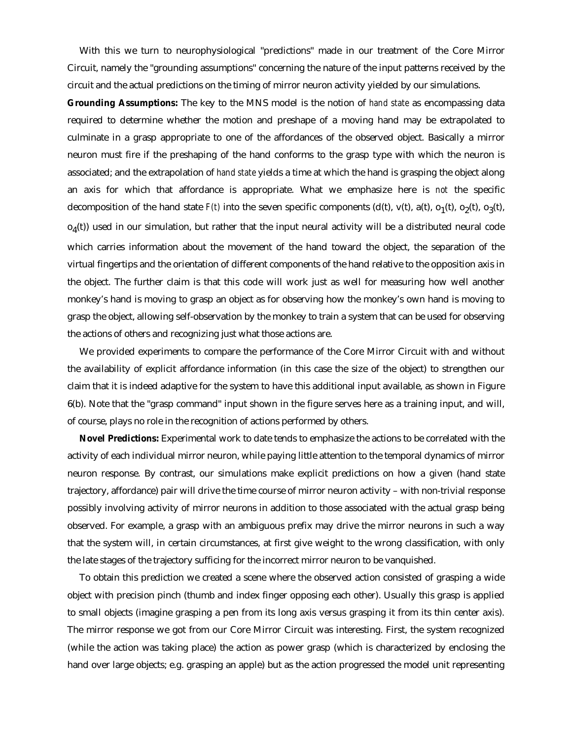With this we turn to neurophysiological "predictions" made in our treatment of the Core Mirror Circuit, namely the "grounding assumptions" concerning the nature of the input patterns received by the circuit and the actual predictions on the timing of mirror neuron activity yielded by our simulations.

**Grounding Assumptions:** The key to the MNS model is the notion of *hand state* as encompassing data required to determine whether the motion and preshape of a moving hand may be extrapolated to culminate in a grasp appropriate to one of the affordances of the observed object. Basically a mirror neuron must fire if the preshaping of the hand conforms to the grasp type with which the neuron is associated; and the extrapolation of *hand state* yields a time at which the hand is grasping the object along an axis for which that affordance is appropriate. What we emphasize here is *not* the specific decomposition of the hand state $F(t)$ into the seven specific components ($d(t)$, $v(t)$, $a(t)$, $o_1(t)$, $o_2(t)$, $o_3(t)$, $o_4(t)$) used in our simulation, but rather that the input neural activity will be a distributed neural code which carries information about the movement of the hand toward the object, the separation of the virtual fingertips and the orientation of different components of the hand relative to the opposition axis in the object. The further claim is that this code will work just as well for measuring how well another monkey's hand is moving to grasp an object as for observing how the monkey's own hand is moving to grasp the object, allowing self-observation by the monkey to train a system that can be used for observing the actions of others and recognizing just what those actions are.

We provided experiments to compare the performance of the Core Mirror Circuit with and without the availability of explicit affordance information (in this case the size of the object) to strengthen our claim that it is indeed adaptive for the system to have this additional input available, as shown in Figure 6(b). Note that the "grasp command" input shown in the figure serves here as a training input, and will, of course, plays no role in the recognition of actions performed by others.

**Novel Predictions:** Experimental work to date tends to emphasize the actions to be correlated with the activity of each individual mirror neuron, while paying little attention to the temporal dynamics of mirror neuron response. By contrast, our simulations make explicit predictions on how a given (hand state trajectory, affordance) pair will drive the time course of mirror neuron activity – with non-trivial response possibly involving activity of mirror neurons in addition to those associated with the actual grasp being observed. For example, a grasp with an ambiguous prefix may drive the mirror neurons in such a way that the system will, in certain circumstances, at first give weight to the wrong classification, with only the late stages of the trajectory sufficing for the incorrect mirror neuron to be vanquished.

To obtain this prediction we created a scene where the observed action consisted of grasping a wide object with precision pinch (thumb and index finger opposing each other). Usually this grasp is applied to small objects (imagine grasping a pen from its long axis versus grasping it from its thin center axis). The mirror response we got from our Core Mirror Circuit was interesting. First, the system recognized (while the action was taking place) the action as power grasp (which is characterized by enclosing the hand over large objects; e.g. grasping an apple) but as the action progressed the model unit representing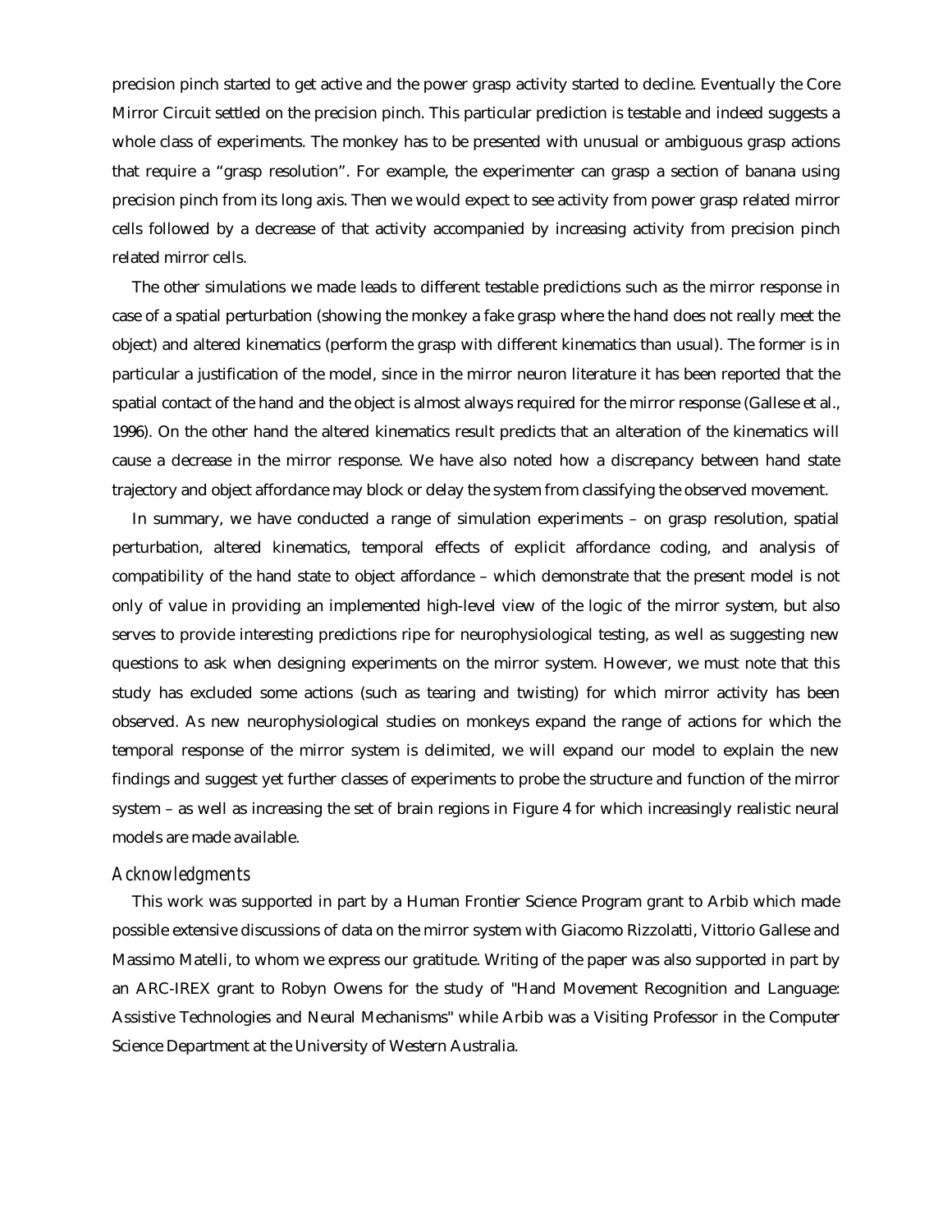precision pinch started to get active and the power grasp activity started to decline. Eventually the Core Mirror Circuit settled on the precision pinch. This particular prediction is testable and indeed suggests a whole class of experiments. The monkey has to be presented with unusual or ambiguous grasp actions that require a "grasp resolution". For example, the experimenter can grasp a section of banana using precision pinch from its long axis. Then we would expect to see activity from power grasp related mirror cells followed by a decrease of that activity accompanied by increasing activity from precision pinch related mirror cells.

The other simulations we made leads to different testable predictions such as the mirror response in case of a spatial perturbation (showing the monkey a fake grasp where the hand does not really meet the object) and altered kinematics (perform the grasp with different kinematics than usual). The former is in particular a justification of the model, since in the mirror neuron literature it has been reported that the spatial contact of the hand and the object is almost always required for the mirror response (Gallese et al., 1996). On the other hand the altered kinematics result predicts that an alteration of the kinematics will cause a decrease in the mirror response. We have also noted how a discrepancy between hand state trajectory and object affordance may block or delay the system from classifying the observed movement.

In summary, we have conducted a range of simulation experiments – on grasp resolution, spatial perturbation, altered kinematics, temporal effects of explicit affordance coding, and analysis of compatibility of the hand state to object affordance – which demonstrate that the present model is not only of value in providing an implemented high-level view of the logic of the mirror system, but also serves to provide interesting predictions ripe for neurophysiological testing, as well as suggesting new questions to ask when designing experiments on the mirror system. However, we must note that this study has excluded some actions (such as tearing and twisting) for which mirror activity has been observed. As new neurophysiological studies on monkeys expand the range of actions for which the temporal response of the mirror system is delimited, we will expand our model to explain the new findings and suggest yet further classes of experiments to probe the structure and function of the mirror system – as well as increasing the set of brain regions in Figure 4 for which increasingly realistic neural models are made available.

### Acknowledgments

This work was supported in part by a Human Frontier Science Program grant to Arbib which made possible extensive discussions of data on the mirror system with Giacomo Rizzolatti, Vittorio Gallese and Massimo Matelli, to whom we express our gratitude. Writing of the paper was also supported in part by an ARC-IREX grant to Robyn Owens for the study of "Hand Movement Recognition and Language: Assistive Technologies and Neural Mechanisms" while Arbib was a Visiting Professor in the Computer Science Department at the University of Western Australia.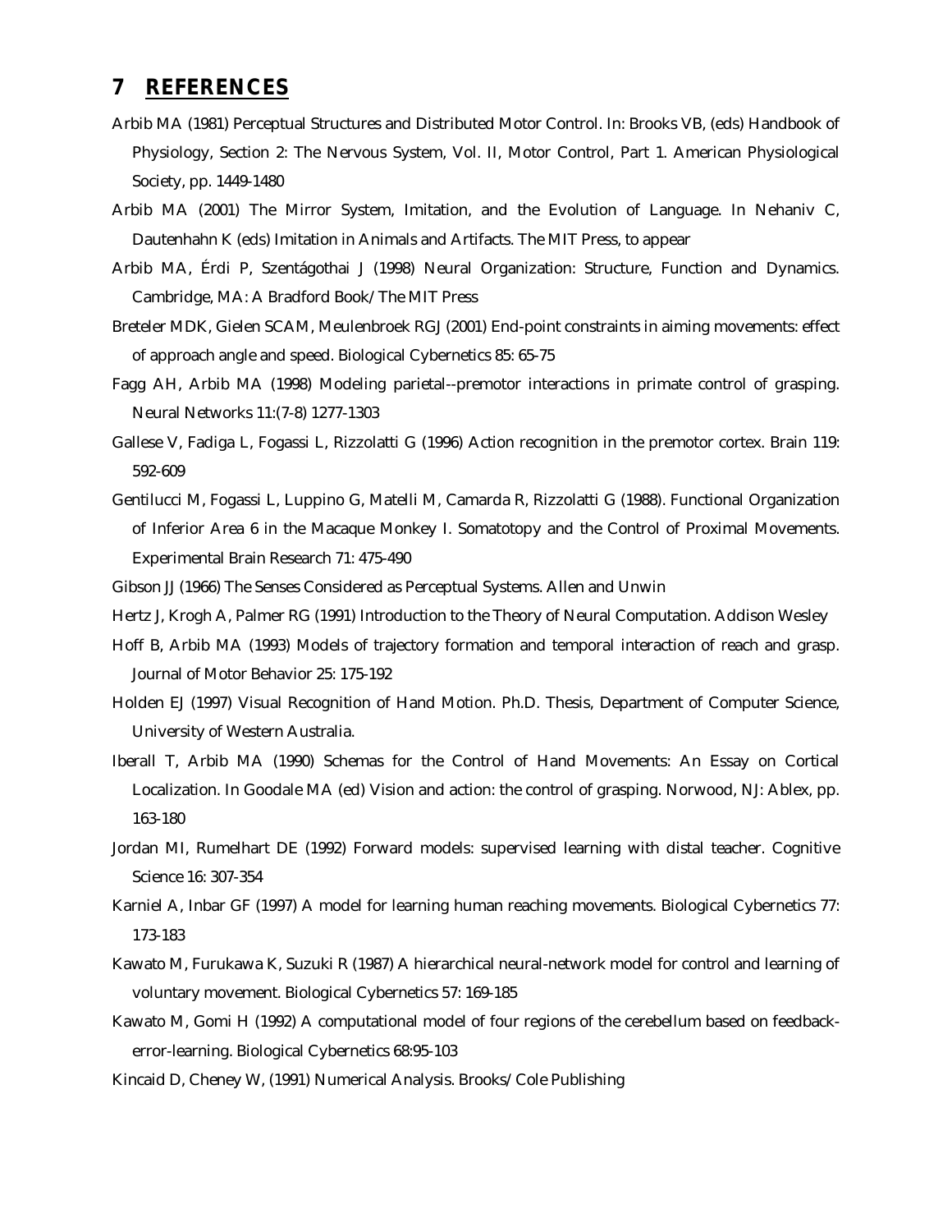# 7 REFERENCES

Arbib MA (1981) Perceptual Structures and Distributed Motor Control. In: Brooks VB, (eds) Handbook of Physiology, Section 2: The Nervous System, Vol. II, Motor Control, Part 1. American Physiological Society, pp. 1449-1480

Arbib MA (2001) The Mirror System, Imitation, and the Evolution of Language. In Nehaniv C, Dautenhahn K (eds) Imitation in Animals and Artifacts. The MIT Press, to appear

Arbib MA, Érdi P, Szentágothai J (1998) Neural Organization: Structure, Function and Dynamics. Cambridge, MA: A Bradford Book/The MIT Press

Breteler MDK, Gielen SCAM, Meulenbroek RGJ (2001) End-point constraints in aiming movements: effect of approach angle and speed. Biological Cybernetics 85: 65-75

Fagg AH, Arbib MA (1998) Modeling parietal--premotor interactions in primate control of grasping. Neural Networks 11:(7-8) 1277-1303

Gallese V, Fadiga L, Fogassi L, Rizzolatti G (1996) Action recognition in the premotor cortex. Brain 119: 592-609

Gentilucci M, Fogassi L, Luppino G, Matelli M, Camarda R, Rizzolatti G (1988). Functional Organization of Inferior Area 6 in the Macaque Monkey I. Somatotopy and the Control of Proximal Movements. Experimental Brain Research 71: 475-490

Gibson JJ (1966) The Senses Considered as Perceptual Systems. Allen and Unwin

Hertz J, Krogh A, Palmer RG (1991) Introduction to the Theory of Neural Computation. Addison Wesley

Hoff B, Arbib MA (1993) Models of trajectory formation and temporal interaction of reach and grasp. Journal of Motor Behavior 25: 175-192

Holden EJ (1997) Visual Recognition of Hand Motion. Ph.D. Thesis, Department of Computer Science, University of Western Australia.

Iberall T, Arbib MA (1990) Schemas for the Control of Hand Movements: An Essay on Cortical Localization. In Goodale MA (ed) Vision and action: the control of grasping. Norwood, NJ: Ablex, pp. 163-180

Jordan MI, Rumelhart DE (1992) Forward models: supervised learning with distal teacher. Cognitive Science 16: 307-354

Karniel A, Inbar GF (1997) A model for learning human reaching movements. Biological Cybernetics 77: 173-183

Kawato M, Furukawa K, Suzuki R (1987) A hierarchical neural-network model for control and learning of voluntary movement. Biological Cybernetics 57: 169-185

Kawato M, Gomi H (1992) A computational model of four regions of the cerebellum based on feedback-error-learning. Biological Cybernetics 68:95-103

Kincaid D, Cheney W, (1991) Numerical Analysis. Brooks/Cole Publishing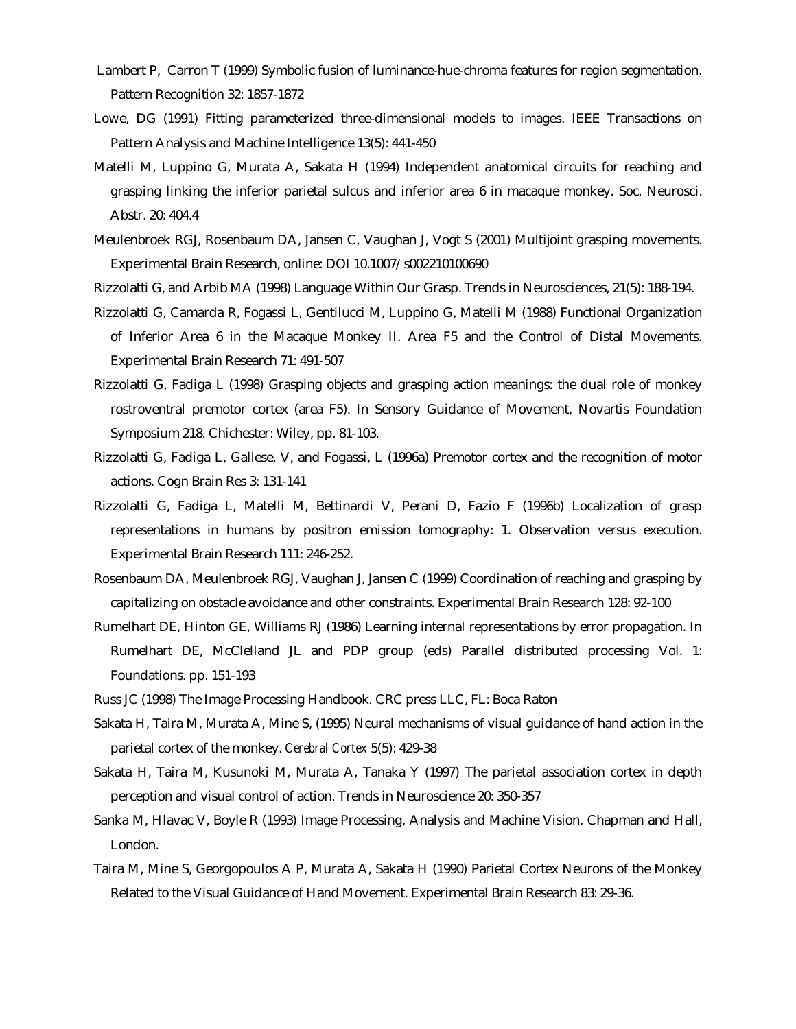Lambert P, Carron T (1999) Symbolic fusion of luminance-hue-chroma features for region segmentation. Pattern Recognition 32: 1857-1872

Lowe, DG (1991) Fitting parameterized three-dimensional models to images. IEEE Transactions on Pattern Analysis and Machine Intelligence 13(5): 441-450

Matelli M, Luppino G, Murata A, Sakata H (1994) Independent anatomical circuits for reaching and grasping linking the inferior parietal sulcus and inferior area 6 in macaque monkey. Soc. Neurosci. Abstr. 20: 404.4

Meulenbroek RGJ, Rosenbaum DA, Jansen C, Vaughan J, Vogt S (2001) Multijoint grasping movements. Experimental Brain Research, online: DOI 10.1007/s002210100690

Rizzolatti G, and Arbib MA (1998) Language Within Our Grasp. Trends in Neurosciences, 21(5): 188-194.

Rizzolatti G, Camarda R, Fogassi L, Gentilucci M, Luppino G, Matelli M (1988) Functional Organization of Inferior Area 6 in the Macaque Monkey II. Area F5 and the Control of Distal Movements. Experimental Brain Research 71: 491-507

Rizzolatti G, Fadiga L (1998) Grasping objects and grasping action meanings: the dual role of monkey rostroventral premotor cortex (area F5). In Sensory Guidance of Movement, Novartis Foundation Symposium 218. Chichester: Wiley, pp. 81-103.

Rizzolatti G, Fadiga L, Gallese, V, and Fogassi, L (1996a) Premotor cortex and the recognition of motor actions. Cogn Brain Res 3: 131-141

Rizzolatti G, Fadiga L, Matelli M, Bettinardi V, Perani D, Fazio F (1996b) Localization of grasp representations in humans by positron emission tomography: 1. Observation versus execution. Experimental Brain Research 111: 246-252.

Rosenbaum DA, Meulenbroek RGJ, Vaughan J, Jansen C (1999) Coordination of reaching and grasping by capitalizing on obstacle avoidance and other constraints. Experimental Brain Research 128: 92-100

Rumelhart DE, Hinton GE, Williams RJ (1986) Learning internal representations by error propagation. In Rumelhart DE, McClelland JL and PDP group (eds) Parallel distributed processing Vol. 1: Foundations. pp. 151-193

Russ JC (1998) The Image Processing Handbook. CRC press LLC, FL: Boca Raton

Sakata H, Taira M, Murata A, Mine S, (1995) Neural mechanisms of visual guidance of hand action in the parietal cortex of the monkey. *Cerebral Cortex* 5(5): 429-38

Sakata H, Taira M, Kusunoki M, Murata A, Tanaka Y (1997) The parietal association cortex in depth perception and visual control of action. Trends in Neuroscience 20: 350-357

Sanka M, Hlavac V, Boyle R (1993) Image Processing, Analysis and Machine Vision. Chapman and Hall, London.

Taira M, Mine S, Georgopoulos A P, Murata A, Sakata H (1990) Parietal Cortex Neurons of the Monkey Related to the Visual Guidance of Hand Movement. Experimental Brain Research 83: 29-36.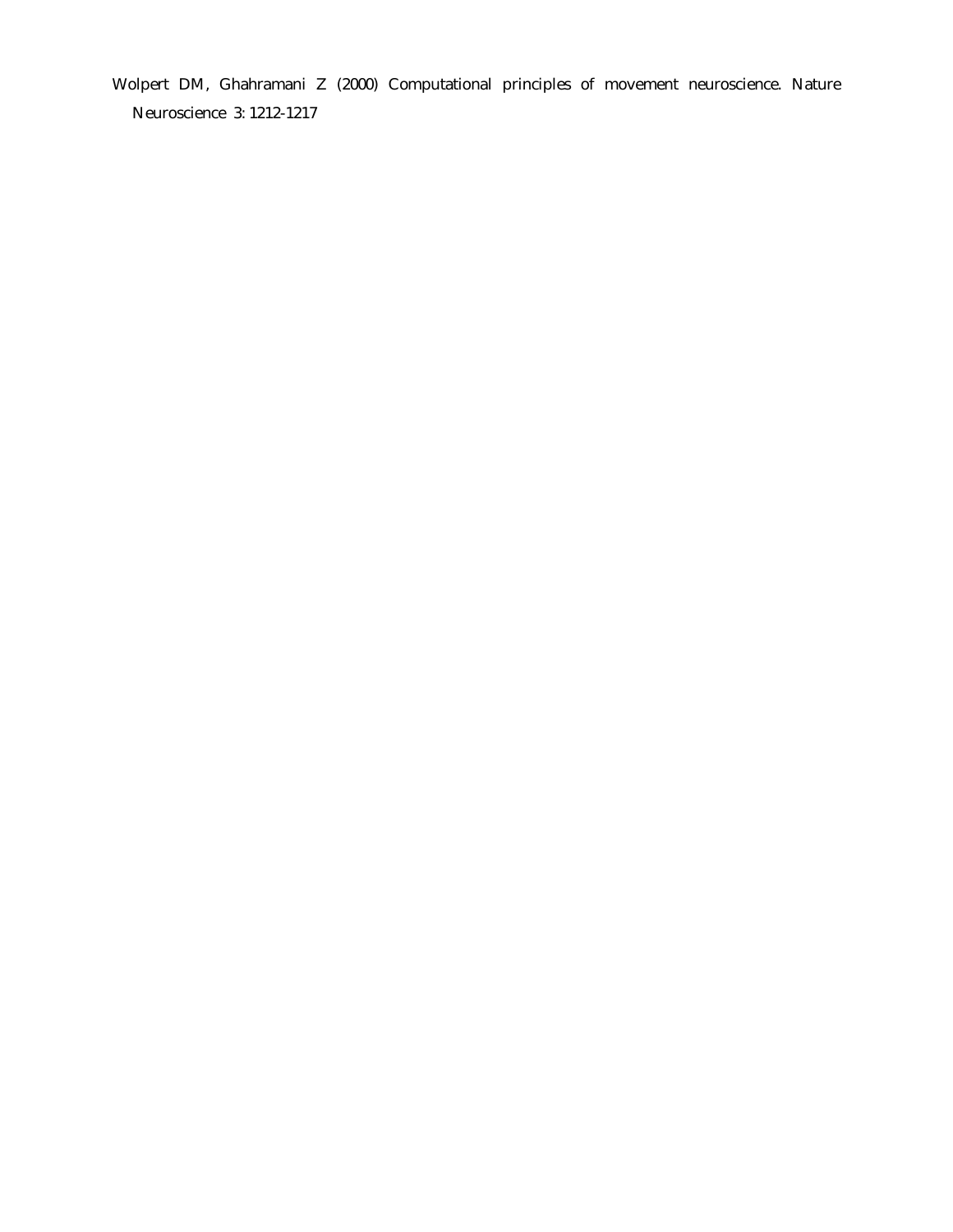Wolpert DM, Ghahramani Z (2000) Computational principles of movement neuroscience. Nature Neuroscience 3: 1212-1217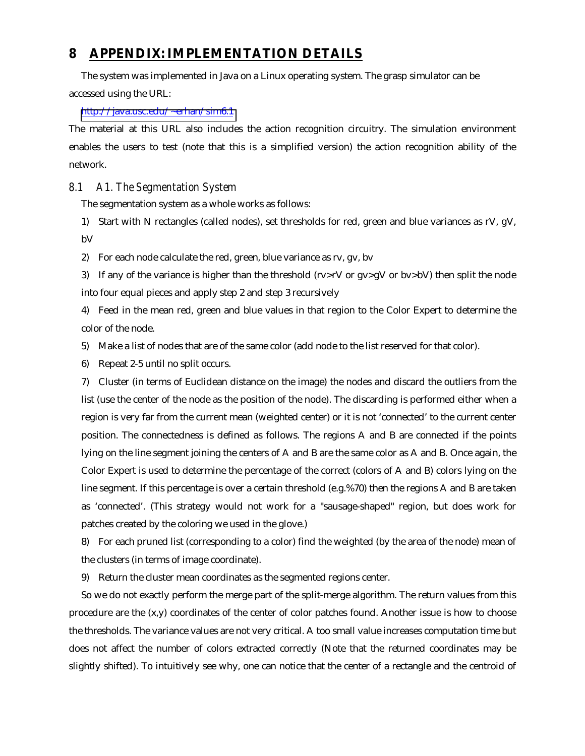# 8 APPENDIX: IMPLEMENTATION DETAILS

The system was implemented in Java on a Linux operating system. The grasp simulator can be accessed using the URL:

http://java.usc.edu/~erhan/sim6.1

The material at this URL also includes the action recognition circuitry. The simulation environment enables the users to test (note that this is a simplified version) the action recognition ability of the network.

## 8.1 *A1. The Segmentation System*

The segmentation system as a whole works as follows:

1) Start with N rectangles (called nodes), set thresholds for red, green and blue variances as rV, gV, bV
2) For each node calculate the red, green, blue variance as rv, gv, bv
3) If any of the variance is higher than the threshold (rv>rV or gv>gV or bv>bV) then split the node into four equal pieces and apply step 2 and step 3 recursively
4) Feed in the mean red, green and blue values in that region to the Color Expert to determine the color of the node.
5) Make a list of nodes that are of the same color (add node to the list reserved for that color).
6) Repeat 2-5 until no split occurs.
7) Cluster (in terms of Euclidean distance on the image) the nodes and discard the outliers from the list (use the center of the node as the position of the node). The discarding is performed either when a region is very far from the current mean (weighted center) or it is not 'connected' to the current center position. The connectedness is defined as follows. The regions A and B are connected if the points lying on the line segment joining the centers of A and B are the same color as A and B. Once again, the Color Expert is used to determine the percentage of the correct (colors of A and B) colors lying on the line segment. If this percentage is over a certain threshold (e.g.%70) then the regions A and B are taken as 'connected'. (This strategy would not work for a "sausage-shaped" region, but does work for patches created by the coloring we used in the glove.)
8) For each pruned list (corresponding to a color) find the weighted (by the area of the node) mean of the clusters (in terms of image coordinate).
9) Return the cluster mean coordinates as the segmented regions center.

So we do not exactly perform the merge part of the split-merge algorithm. The return values from this procedure are the (x,y) coordinates of the center of color patches found. Another issue is how to choose the thresholds. The variance values are not very critical. A too small value increases computation time but does not affect the number of colors extracted correctly (Note that the returned coordinates may be slightly shifted). To intuitively see why, one can notice that the center of a rectangle and the centroid of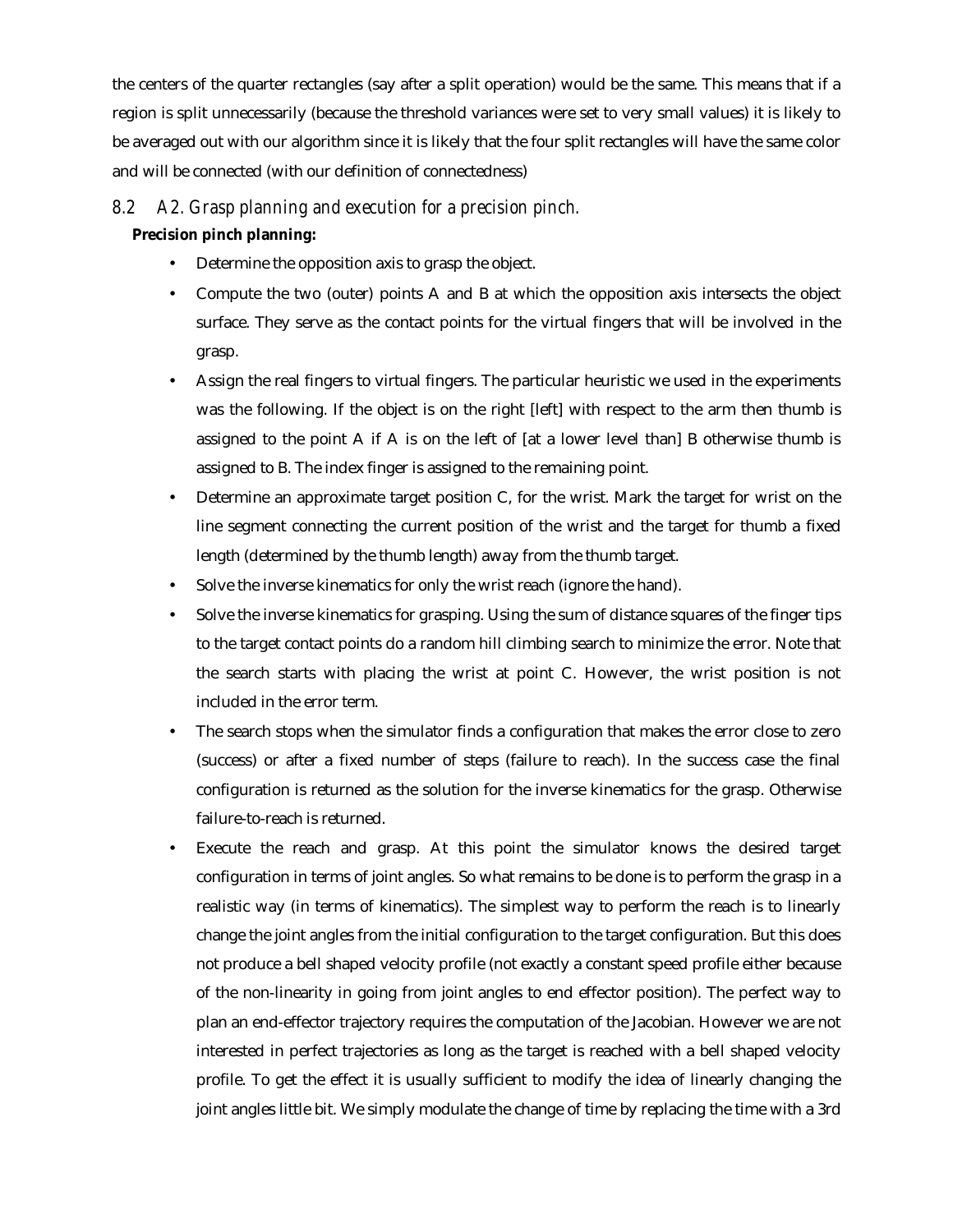the centers of the quarter rectangles (say after a split operation) would be the same. This means that if a region is split unnecessarily (because the threshold variances were set to very small values) it is likely to be averaged out with our algorithm since it is likely that the four split rectangles will have the same color and will be connected (with our definition of connectedness)

## 8.2 A2. Grasp planning and execution for a precision pinch.

**Precision pinch planning:**

- Determine the opposition axis to grasp the object.
- Compute the two (outer) points A and B at which the opposition axis intersects the object surface. They serve as the contact points for the virtual fingers that will be involved in the grasp.
- Assign the real fingers to virtual fingers. The particular heuristic we used in the experiments was the following. If the object is on the right [left] with respect to the arm then thumb is assigned to the point A if A is on the left of [at a lower level than] B otherwise thumb is assigned to B. The index finger is assigned to the remaining point.
- Determine an approximate target position C, for the wrist. Mark the target for wrist on the line segment connecting the current position of the wrist and the target for thumb a fixed length (determined by the thumb length) away from the thumb target.
- Solve the inverse kinematics for only the wrist reach (ignore the hand).
- Solve the inverse kinematics for grasping. Using the sum of distance squares of the finger tips to the target contact points do a random hill climbing search to minimize the error. Note that the search starts with placing the wrist at point C. However, the wrist position is not included in the error term.
- The search stops when the simulator finds a configuration that makes the error close to zero (success) or after a fixed number of steps (failure to reach). In the success case the final configuration is returned as the solution for the inverse kinematics for the grasp. Otherwise failure-to-reach is returned.
- Execute the reach and grasp. At this point the simulator knows the desired target configuration in terms of joint angles. So what remains to be done is to perform the grasp in a realistic way (in terms of kinematics). The simplest way to perform the reach is to linearly change the joint angles from the initial configuration to the target configuration. But this does not produce a bell shaped velocity profile (not exactly a constant speed profile either because of the non-linearity in going from joint angles to end effector position). The perfect way to plan an end-effector trajectory requires the computation of the Jacobian. However we are not interested in perfect trajectories as long as the target is reached with a bell shaped velocity profile. To get the effect it is usually sufficient to modify the idea of linearly changing the joint angles little bit. We simply modulate the change of time by replacing the time with a 3rd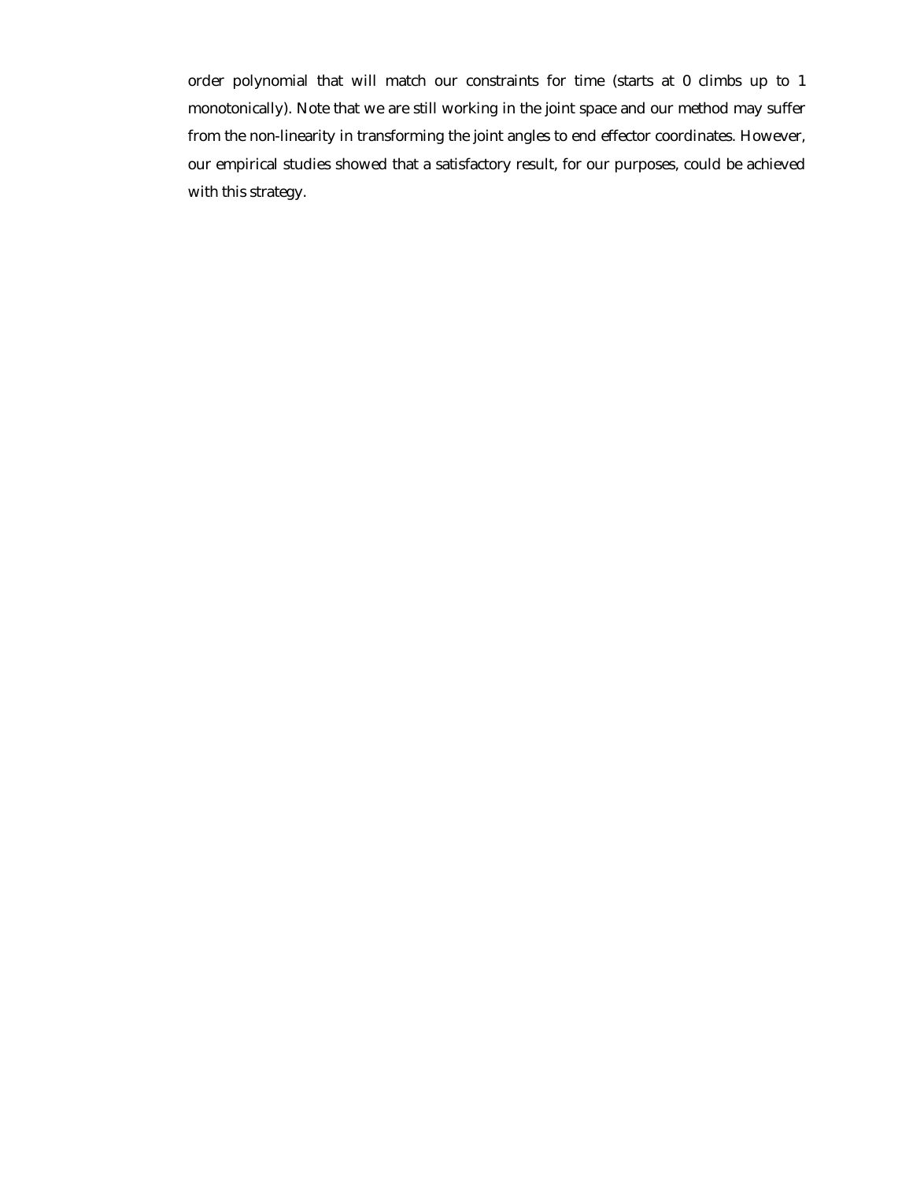order polynomial that will match our constraints for time (starts at 0 climbs up to 1 monotonically). Note that we are still working in the joint space and our method may suffer from the non-linearity in transforming the joint angles to end effector coordinates. However, our empirical studies showed that a satisfactory result, for our purposes, could be achieved with this strategy.